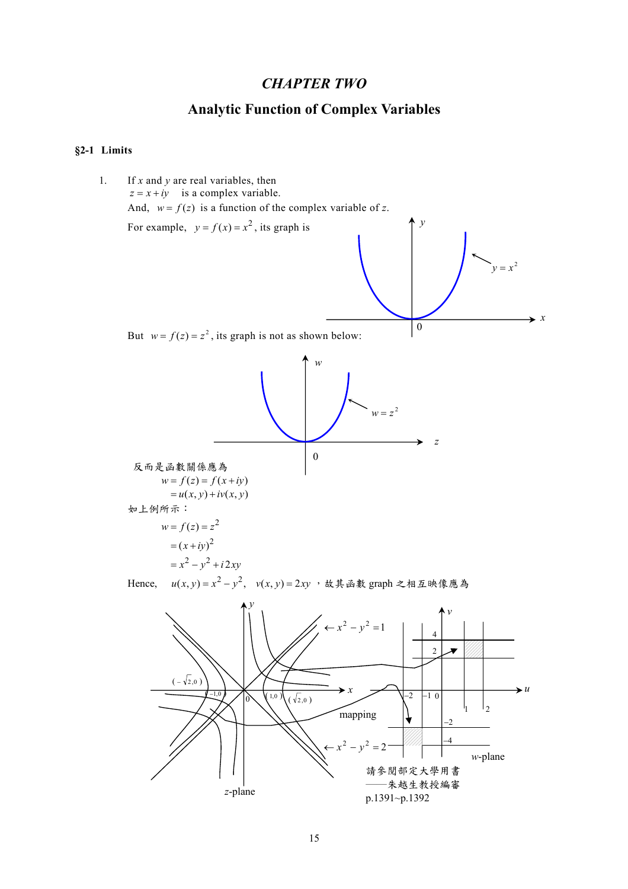# CHAPTER TWO

## Analytic Function of Complex Variables

### §2-1 Limits

1. If $x$ and $y$ are real variables, then
   $z = x + iy$ is a complex variable.
   And, $w = f(z)$ is a function of the complex variable of $z$.

   For example, $y = f(x) = x^2$, its graph is

   But $w = f(z) = z^2$, its graph is not as shown below:

   反而是函數關係應為

   $$w = f(z) = f(x+iy)$$
   $$= u(x,y) + iv(x,y)$$

   如上例所示：

   $$w = f(z) = z^2$$
   $$= (x+iy)^2$$
   $$= x^2 - y^2 + i2xy$$

   Hence, $u(x,y) = x^2 - y^2$, $v(x,y) = 2xy$ ，故其函數 graph 之相互映像應為

   請參閱部定大學用書
   ——朱越生教授編審
   p.1391~p.1392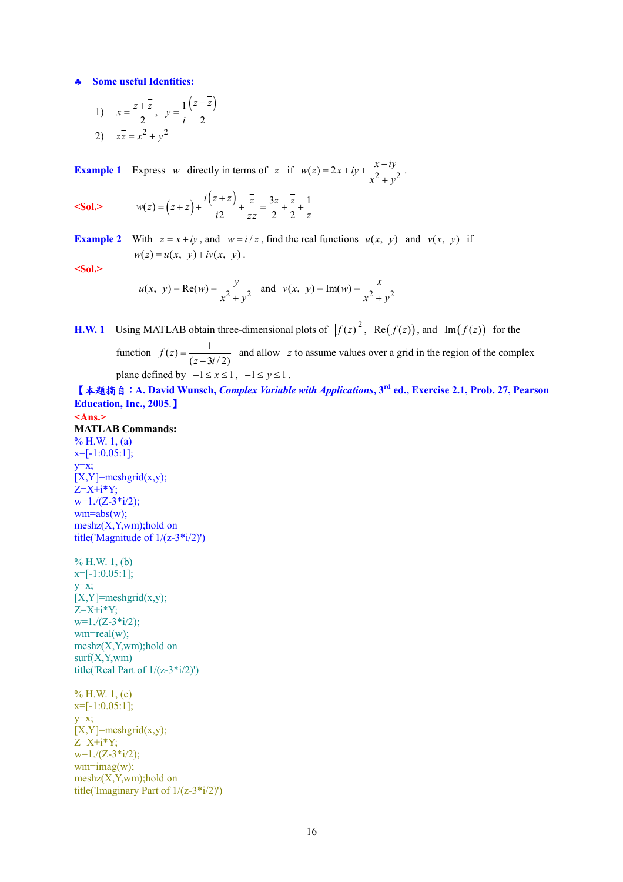♣ **Some useful Identities:**

1) $x = \dfrac{z+\bar{z}}{2}$, $y = \dfrac{1}{i}\dfrac{(z-\bar{z})}{2}$

2) $z\bar{z} = x^2 + y^2$

**Example 1** Express $w$ directly in terms of $z$ if $w(z) = 2x + iy + \dfrac{x - iy}{x^2 + y^2}$.

**<Sol.>**

$$w(z) = (z+\bar{z}) + \frac{i(z+\bar{z})}{i2} + \frac{\bar{z}}{z\bar{z}} = \frac{3z}{2} + \frac{\bar{z}}{2} + \frac{1}{z}$$

**Example 2** With $z = x + iy$, and $w = i/z$, find the real functions $u(x, y)$ and $v(x, y)$ if $w(z) = u(x, y) + iv(x, y)$.

**<Sol.>**

$$u(x, y) = \text{Re}(w) = \frac{y}{x^2+y^2} \quad \text{and} \quad v(x, y) = \text{Im}(w) = \frac{x}{x^2+y^2}$$

**H.W. 1** Using MATLAB obtain three-dimensional plots of $|f(z)|^2$, $\text{Re}(f(z))$, and $\text{Im}(f(z))$ for the function $f(z) = \dfrac{1}{(z - 3i/2)}$ and allow $z$ to assume values over a grid in the region of the complex plane defined by $-1 \le x \le 1$, $-1 \le y \le 1$.

**【本題摘自：A. David Wunsch, *Complex Variable with Applications*, 3rd ed., Exercise 2.1, Prob. 27, Pearson Education, Inc., 2005.】**

**<Ans.>**

**MATLAB Commands:**

```
% H.W. 1, (a)
x=[-1:0.05:1];
y=x;
[X,Y]=meshgrid(x,y);
Z=X+i*Y;
w=1./(Z-3*i/2);
wm=abs(w);
meshz(X,Y,wm);hold on
title('Magnitude of 1/(z-3*i/2)')

% H.W. 1, (b)
x=[-1:0.05:1];
y=x;
[X,Y]=meshgrid(x,y);
Z=X+i*Y;
w=1./(Z-3*i/2);
wm=real(w);
meshz(X,Y,wm);hold on
surf(X,Y,wm)
title('Real Part of 1/(z-3*i/2)')

% H.W. 1, (c)
x=[-1:0.05:1];
y=x;
[X,Y]=meshgrid(x,y);
Z=X+i*Y;
w=1./(Z-3*i/2);
wm=imag(w);
meshz(X,Y,wm);hold on
title('Imaginary Part of 1/(z-3*i/2)')
```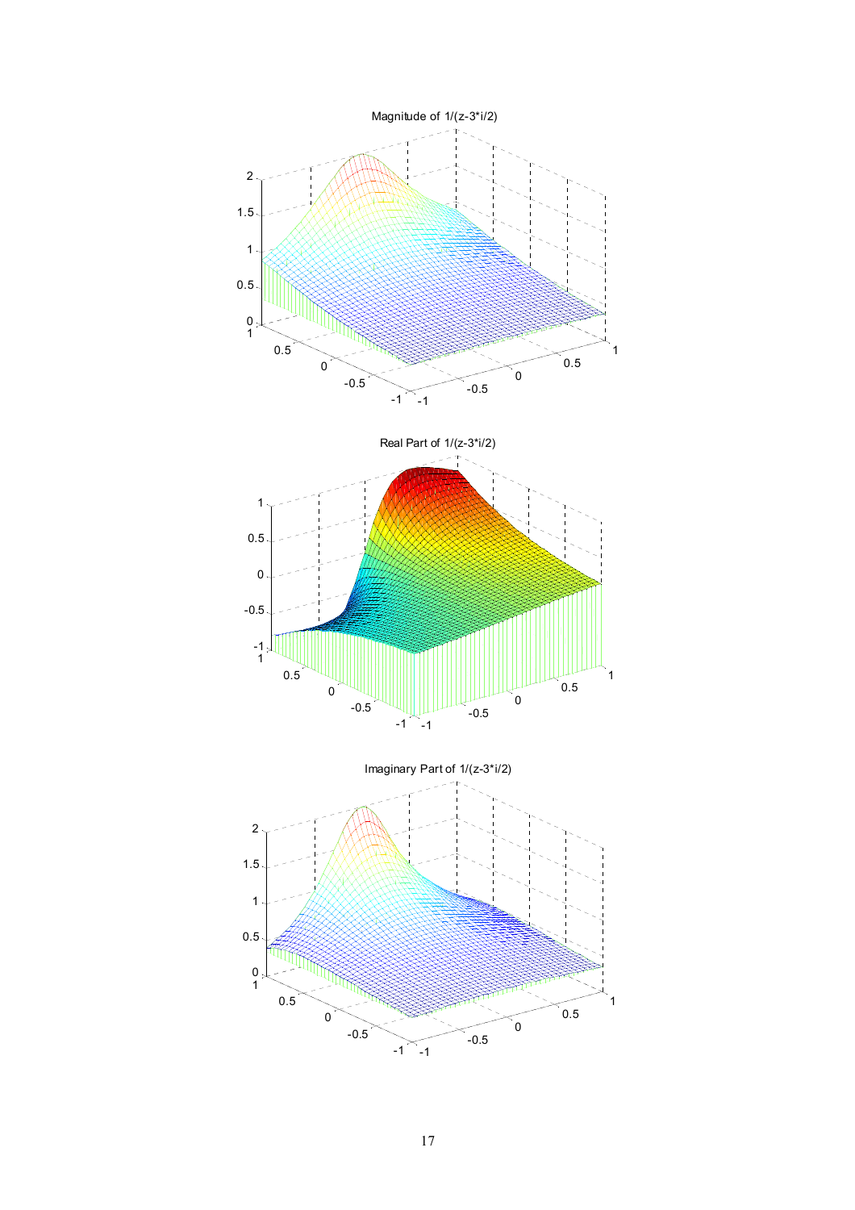Magnitude of 1/(z-3*i/2)

Real Part of 1/(z-3*i/2)

Imaginary Part of 1/(z-3*i/2)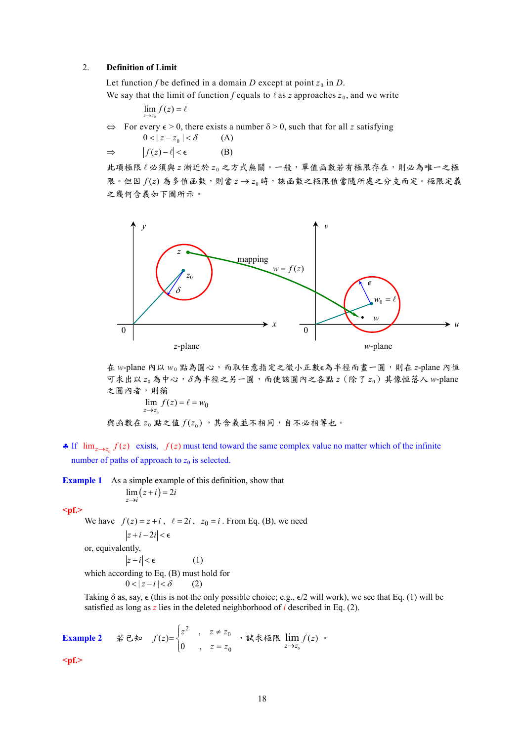2. **Definition of Limit**

Let function $f$ be defined in a domain $D$ except at point $z_0$ in $D$.

We say that the limit of function $f$ equals to $\ell$ as $z$ approaches $z_0$, and we write

$$\lim_{z \to z_0} f(z) = \ell$$

$\Leftrightarrow$ For every $\epsilon > 0$, there exists a number $\delta > 0$, such that for all $z$ satisfying

$$0 < |z - z_0| < \delta \qquad \text{(A)}$$

$$\Rightarrow \quad |f(z) - \ell| < \epsilon \qquad \text{(B)}$$

此項極限 $\ell$ 必須與 $z$ 漸近於 $z_0$ 之方式無關。一般，單值函數若有極限存在，則必為唯一之極限。但因 $f(z)$ 為多值函數，則當 $z \to z_0$ 時，該函數之極限值當隨所處之分支而定。極限定義之幾何含義如下圖所示。

在 $w$-plane 內以 $w_0$ 點為圓心，而取任意指定之微小正數$\epsilon$為半徑而畫一圓，則在 $z$-plane 內恆可求出以 $z_0$ 為中心，$\delta$為半徑之另一圓，而使該圓內之各點 $z$（除了 $z_0$）其像恆落入 $w$-plane 之圓內者，則稱

$$\lim_{z \to z_0} f(z) = \ell = w_0$$

與函數在 $z_0$ 點之值 $f(z_0)$，其含義並不相同，自不必相等也。

♣ If $\lim_{z \to z_0} f(z)$ exists, $f(z)$ must tend toward the same complex value no matter which of the infinite number of paths of approach to $z_0$ is selected.

**Example 1** As a simple example of this definition, show that

$$\lim_{z \to i} (z + i) = 2i$$

**<pf.>**

We have $f(z) = z + i$, $\ell = 2i$, $z_0 = i$. From Eq. (B), we need

$$|z + i - 2i| < \epsilon$$

or, equivalently,

$$|z - i| < \epsilon \qquad (1)$$

which according to Eq. (B) must hold for

$$0 < |z - i| < \delta \qquad (2)$$

Taking $\delta$ as, say, $\epsilon$ (this is not the only possible choice; e.g., $\epsilon/2$ will work), we see that Eq. (1) will be satisfied as long as $z$ lies in the deleted neighborhood of $i$ described in Eq. (2).

**Example 2** 若已知 $f(z) = \begin{cases} z^2 & , \ z \neq z_0 \\ 0 & , \ z = z_0 \end{cases}$，試求極限 $\lim_{z \to z_0} f(z)$。

**<pf.>**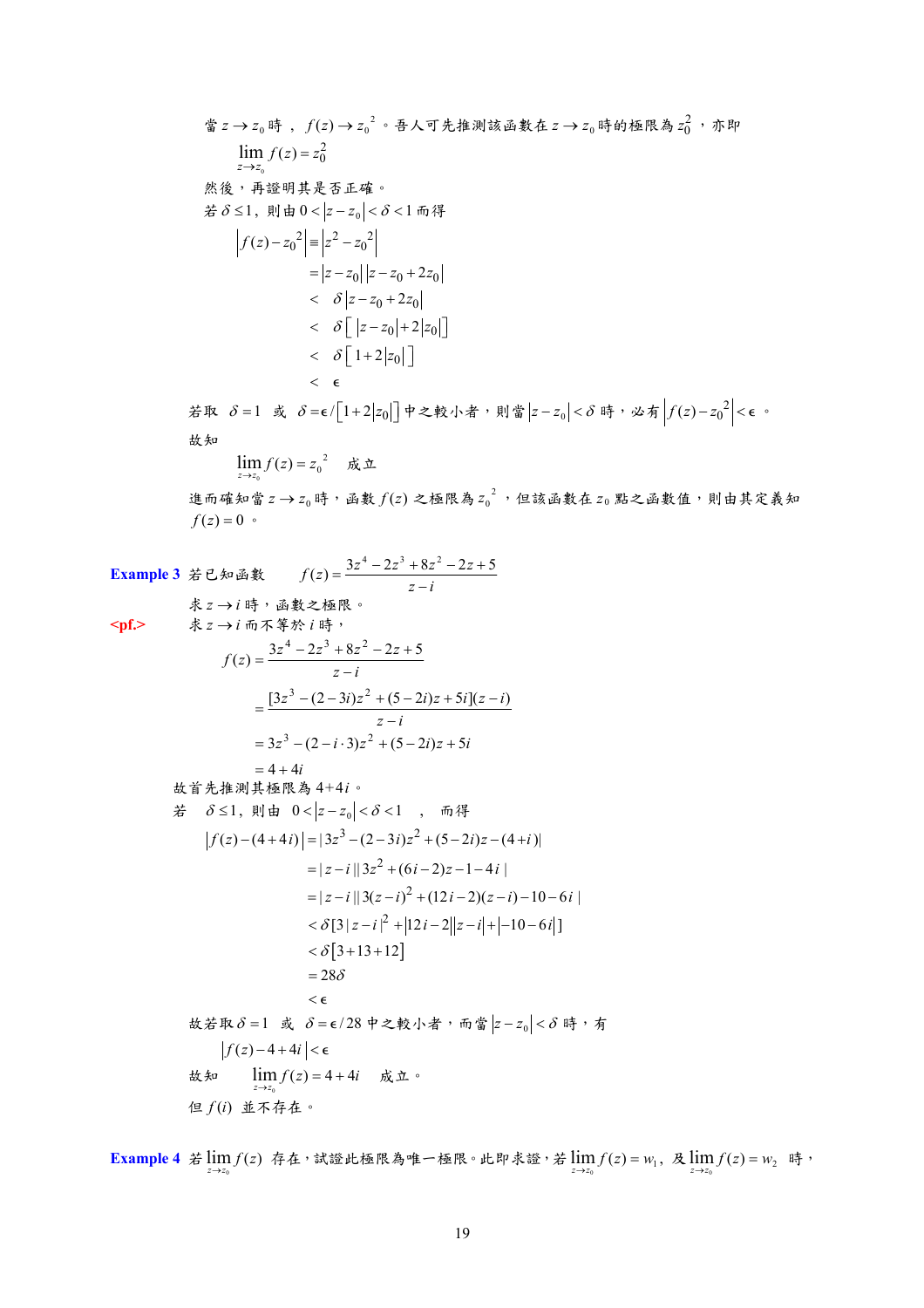當 $z \to z_0$ 時，$f(z) \to {z_0}^2$。吾人可先推測該函數在 $z \to z_0$ 時的極限為 $z_0^2$，亦即

$$\lim_{z \to z_0} f(z) = z_0^2$$

然後，再證明其是否正確。

若 $\delta \le 1$，則由 $0 < |z - z_0| < \delta < 1$ 而得

$$
\begin{aligned}
\left|f(z) - {z_0}^2\right| &\equiv \left|z^2 - {z_0}^2\right| \\
&= |z - z_0||z - z_0 + 2z_0| \\
&< \delta|z - z_0 + 2z_0| \\
&< \delta\left[\,|z - z_0| + 2|z_0|\,\right] \\
&< \delta\left[\,1 + 2|z_0|\,\right] \\
&< \epsilon
\end{aligned}
$$

若取 $\delta = 1$ 或 $\delta = \epsilon / \left[1 + 2|z_0|\right]$ 中之較小者，則當 $|z - z_0| < \delta$ 時，必有 $\left|f(z) - {z_0}^2\right| < \epsilon$。

故知

$$\lim_{z \to z_0} f(z) = {z_0}^2 \quad \text{成立}$$

進而確知當 $z \to z_0$ 時，函數 $f(z)$ 之極限為 ${z_0}^2$，但該函數在 $z_0$ 點之函數值，則由其定義知 $f(z) = 0$。

**Example 3** 若已知函數 $\quad f(z) = \dfrac{3z^4 - 2z^3 + 8z^2 - 2z + 5}{z - i}$

求 $z \to i$ 時，函數之極限。

**<pf.>** 求 $z \to i$ 而不等於 $i$ 時，

$$
\begin{aligned}
f(z) &= \frac{3z^4 - 2z^3 + 8z^2 - 2z + 5}{z - i} \\
&= \frac{[3z^3 - (2 - 3i)z^2 + (5 - 2i)z + 5i](z - i)}{z - i} \\
&= 3z^3 - (2 - i \cdot 3)z^2 + (5 - 2i)z + 5i \\
&= 4 + 4i
\end{aligned}
$$

故首先推測其極限為 $4+4i$。

若 $\delta \le 1$，則由 $0 < |z - z_0| < \delta < 1$，而得

$$
\begin{aligned}
|f(z) - (4 + 4i)| &= |3z^3 - (2 - 3i)z^2 + (5 - 2i)z - (4 + i)| \\
&= |z - i||3z^2 + (6i - 2)z - 1 - 4i| \\
&= |z - i||3(z - i)^2 + (12i - 2)(z - i) - 10 - 6i| \\
&< \delta[3|z - i|^2 + |12i - 2||z - i| + |-10 - 6i|] \\
&< \delta[3 + 13 + 12] \\
&= 28\delta \\
&< \epsilon
\end{aligned}
$$

故若取 $\delta = 1$ 或 $\delta = \epsilon / 28$ 中之較小者，而當 $|z - z_0| < \delta$ 時，有

$$|f(z) - 4 + 4i| < \epsilon$$

故知 $\quad \lim_{z \to z_0} f(z) = 4 + 4i \quad$ 成立。

但 $f(i)$ 並不存在。

**Example 4** 若 $\lim_{z \to z_0} f(z)$ 存在，試證此極限為唯一極限。此即求證，若 $\lim_{z \to z_0} f(z) = w_1$，及 $\lim_{z \to z_0} f(z) = w_2$ 時，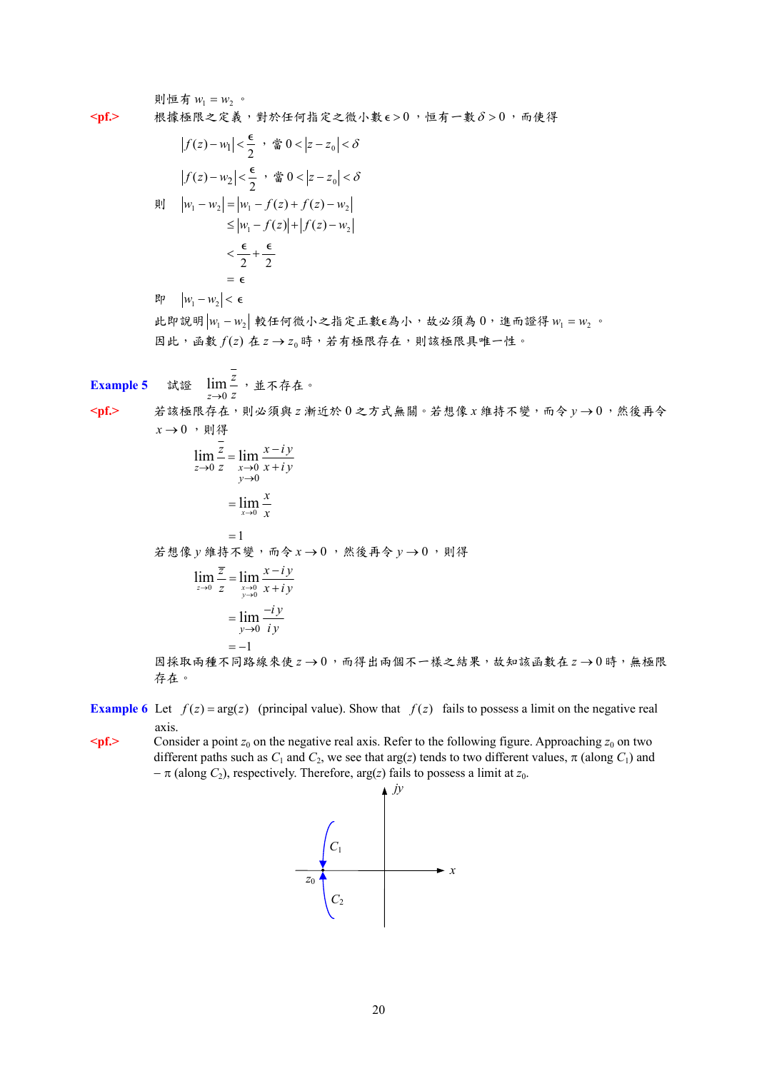則恒有 $w_1 = w_2$ 。

**<pf.>** 根據極限之定義，對於任何指定之微小數 $\epsilon > 0$ ，恒有一數 $\delta > 0$ ，而使得

$$|f(z) - w_1| < \frac{\epsilon}{2} \text{ ，當 } 0 < |z - z_0| < \delta$$

$$|f(z) - w_2| < \frac{\epsilon}{2} \text{ ，當 } 0 < |z - z_0| < \delta$$

則

$$\begin{aligned}
|w_1 - w_2| &= |w_1 - f(z) + f(z) - w_2| \\
&\le |w_1 - f(z)| + |f(z) - w_2| \\
&< \frac{\epsilon}{2} + \frac{\epsilon}{2} \\
&= \epsilon
\end{aligned}$$

即 $|w_1 - w_2| < \epsilon$

此即說明 $|w_1 - w_2|$ 較任何微小之指定正數 $\epsilon$ 為小，故必須為 0，進而證得 $w_1 = w_2$ 。

因此，函數 $f(z)$ 在 $z \to z_0$ 時，若有極限存在，則該極限具唯一性。

**Example 5** 試證 $\lim\limits_{z \to 0} \dfrac{\bar{z}}{z}$ ，並不存在。

**<pf.>** 若該極限存在，則必須與 $z$ 漸近於 0 之方式無關。若想像 $x$ 維持不變，而令 $y \to 0$ ，然後再令 $x \to 0$ ，則得

$$\begin{aligned}
\lim_{z \to 0} \frac{\bar{z}}{z} &= \lim_{\substack{x \to 0 \\ y \to 0}} \frac{x - iy}{x + iy} \\
&= \lim_{x \to 0} \frac{x}{x} \\
&= 1
\end{aligned}$$

若想像 $y$ 維持不變，而令 $x \to 0$ ，然後再令 $y \to 0$ ，則得

$$\begin{aligned}
\lim_{z \to 0} \frac{\bar{z}}{z} &= \lim_{\substack{x \to 0 \\ y \to 0}} \frac{x - iy}{x + iy} \\
&= \lim_{y \to 0} \frac{-iy}{iy} \\
&= -1
\end{aligned}$$

因採取兩種不同路線來使 $z \to 0$ ，而得出兩個不一樣之結果，故知該函數在 $z \to 0$ 時，無極限存在。

**Example 6** Let $f(z) = \arg(z)$ (principal value). Show that $f(z)$ fails to possess a limit on the negative real axis.

**<pf.>** Consider a point $z_0$ on the negative real axis. Refer to the following figure. Approaching $z_0$ on two different paths such as $C_1$ and $C_2$, we see that arg($z$) tends to two different values, $\pi$ (along $C_1$) and $-\pi$ (along $C_2$), respectively. Therefore, arg($z$) fails to possess a limit at $z_0$.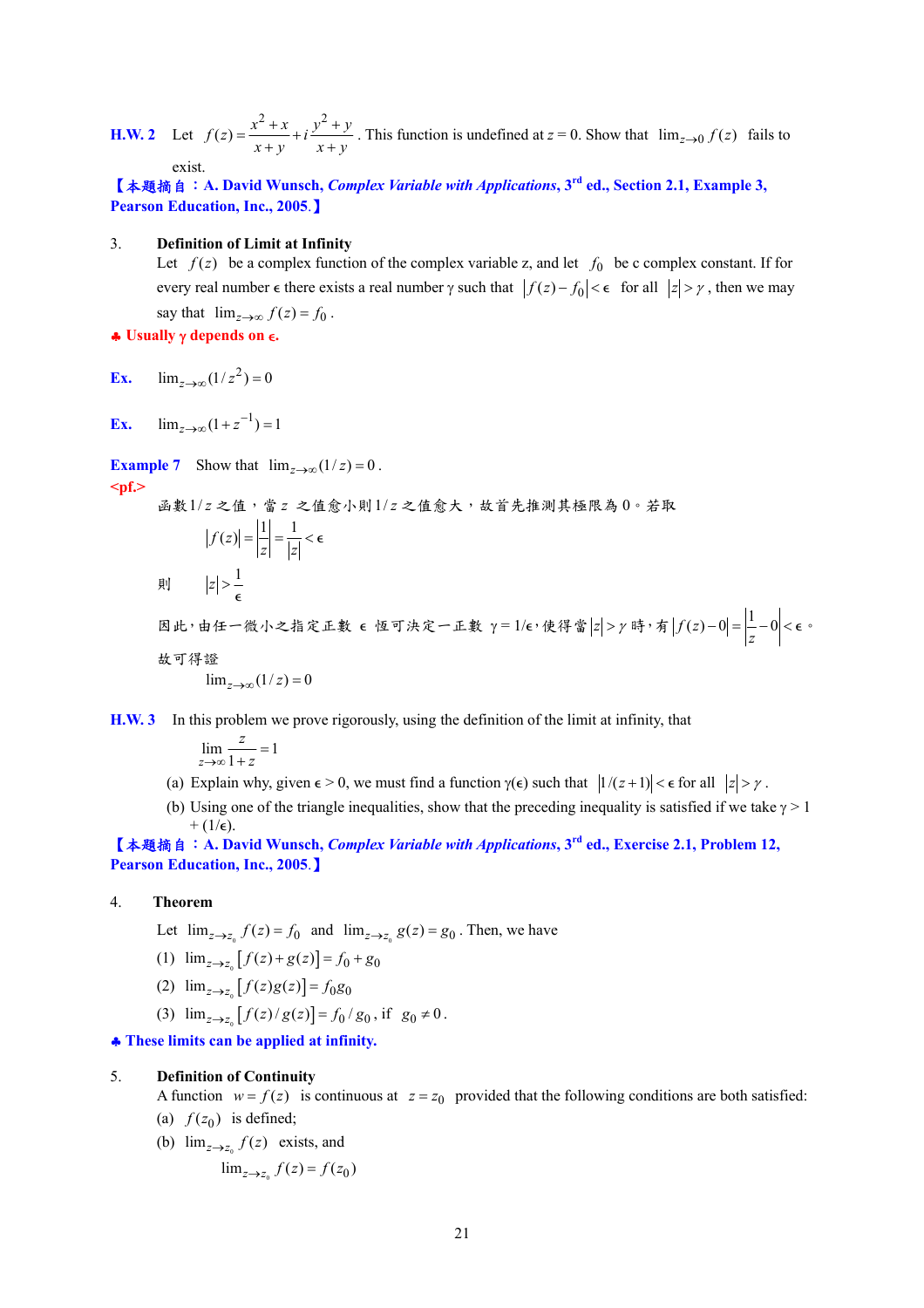**H.W. 2** Let $f(z)=\frac{x^2+x}{x+y}+i\frac{y^2+y}{x+y}$. This function is undefined at $z=0$. Show that $\lim_{z\to 0} f(z)$ fails to exist.

【本題摘自：A. David Wunsch, *Complex Variable with Applications*, 3[rd] ed., Section 2.1, Example 3, Pearson Education, Inc., 2005.】

3. **Definition of Limit at Infinity**

Let $f(z)$ be a complex function of the complex variable z, and let $f_0$ be c complex constant. If for every real number $\epsilon$ there exists a real number $\gamma$ such that $|f(z)-f_0|<\epsilon$ for all $|z|>\gamma$, then we may say that $\lim_{z\to\infty} f(z)=f_0$.

♣ **Usually $\gamma$ depends on $\epsilon$.**

**Ex.** $\lim_{z\to\infty}(1/z^2)=0$

**Ex.** $\lim_{z\to\infty}(1+z^{-1})=1$

**Example 7** Show that $\lim_{z\to\infty}(1/z)=0$.

**<pf.>**

函數$1/z$之值，當$z$之值愈小則$1/z$之值愈大，故首先推測其極限為0。若取

$$|f(z)|=\left|\frac{1}{z}\right|=\frac{1}{|z|}<\epsilon$$

則 $|z|>\frac{1}{\epsilon}$

因此，由任一微小之指定正數 $\epsilon$ 恆可決定一正數 $\gamma=1/\epsilon$，使得當$|z|>\gamma$時，有$|f(z)-0|=\left|\frac{1}{z}-0\right|<\epsilon$。

故可得證

$$\lim_{z\to\infty}(1/z)=0$$

**H.W. 3** In this problem we prove rigorously, using the definition of the limit at infinity, that

$$\lim_{z\to\infty}\frac{z}{1+z}=1$$

(a) Explain why, given $\epsilon>0$, we must find a function $\gamma(\epsilon)$ such that $|1/(z+1)|<\epsilon$ for all $|z|>\gamma$.

(b) Using one of the triangle inequalities, show that the preceding inequality is satisfied if we take $\gamma>1+(1/\epsilon)$.

【本題摘自：A. David Wunsch, *Complex Variable with Applications*, 3[rd] ed., Exercise 2.1, Problem 12, Pearson Education, Inc., 2005.】

4. **Theorem**

Let $\lim_{z\to z_0} f(z)=f_0$ and $\lim_{z\to z_0} g(z)=g_0$. Then, we have

(1) $\lim_{z\to z_0}\left[f(z)+g(z)\right]=f_0+g_0$

(2) $\lim_{z\to z_0}\left[f(z)g(z)\right]=f_0 g_0$

(3) $\lim_{z\to z_0}\left[f(z)/g(z)\right]=f_0/g_0$, if $g_0\neq 0$.

♣ **These limits can be applied at infinity.**

5. **Definition of Continuity**

A function $w=f(z)$ is continuous at $z=z_0$ provided that the following conditions are both satisfied:

(a) $f(z_0)$ is defined;

(b) $\lim_{z\to z_0} f(z)$ exists, and

$$\lim_{z\to z_0} f(z)=f(z_0)$$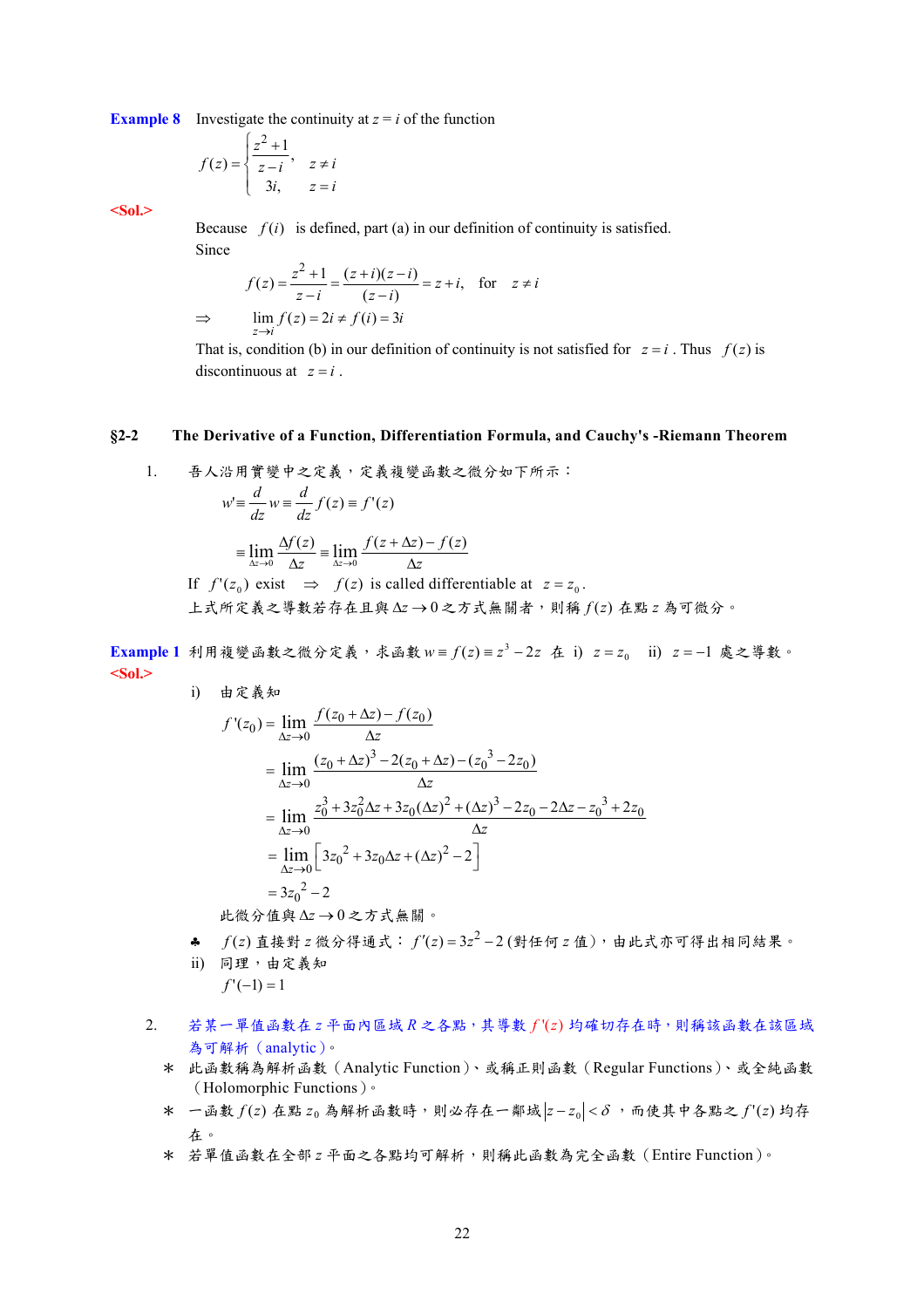**Example 8** Investigate the continuity at $z = i$ of the function

$$f(z) = \begin{cases} \dfrac{z^2+1}{z-i}, & z \neq i \\ 3i, & z = i \end{cases}$$

**<Sol.>**

Because $f(i)$ is defined, part (a) in our definition of continuity is satisfied.

Since

$$f(z) = \frac{z^2+1}{z-i} = \frac{(z+i)(z-i)}{(z-i)} = z+i, \quad \text{for} \quad z \neq i$$

$$\Rightarrow \quad \lim_{z \to i} f(z) = 2i \neq f(i) = 3i$$

That is, condition (b) in our definition of continuity is not satisfied for $z = i$. Thus $f(z)$ is discontinuous at $z = i$.

## §2-2 The Derivative of a Function, Differentiation Formula, and Cauchy's -Riemann Theorem

1. 吾人沿用實變中之定義，定義複變函數之微分如下所示：

$$w' \equiv \frac{d}{dz} w \equiv \frac{d}{dz} f(z) \equiv f'(z)$$

$$\equiv \lim_{\Delta z \to 0} \frac{\Delta f(z)}{\Delta z} \equiv \lim_{\Delta z \to 0} \frac{f(z+\Delta z) - f(z)}{\Delta z}$$

If $f'(z_0)$ exist $\Rightarrow$ $f(z)$ is called differentiable at $z = z_0$.

上式所定義之導數若存在且與 $\Delta z \to 0$ 之方式無關者，則稱 $f(z)$ 在點 $z$ 為可微分。

**Example 1** 利用複變函數之微分定義，求函數 $w \equiv f(z) \equiv z^3 - 2z$ 在 i) $z = z_0$ ii) $z = -1$ 處之導數。

**<Sol.>**

i) 由定義知

$$f'(z_0) = \lim_{\Delta z \to 0} \frac{f(z_0 + \Delta z) - f(z_0)}{\Delta z}$$

$$= \lim_{\Delta z \to 0} \frac{(z_0 + \Delta z)^3 - 2(z_0 + \Delta z) - (z_0{}^3 - 2z_0)}{\Delta z}$$

$$= \lim_{\Delta z \to 0} \frac{z_0^3 + 3z_0^2 \Delta z + 3z_0 (\Delta z)^2 + (\Delta z)^3 - 2z_0 - 2\Delta z - z_0{}^3 + 2z_0}{\Delta z}$$

$$= \lim_{\Delta z \to 0} \left[ 3z_0{}^2 + 3z_0 \Delta z + (\Delta z)^2 - 2 \right]$$

$$= 3z_0{}^2 - 2$$

此微分值與 $\Delta z \to 0$ 之方式無關。

♣ $f(z)$ 直接對 $z$ 微分得通式：$f'(z) = 3z^2 - 2$ (對任何 $z$ 值)，由此式亦可得出相同結果。

ii) 同理，由定義知

$f'(-1) = 1$

2. 若某一單值函數在 $z$ 平面內區域 $R$ 之各點，其導數 $f'(z)$ 均確切存在時，則稱該函數在該區域為可解析（analytic）。

\* 此函數稱為解析函數（Analytic Function）、或稱正則函數（Regular Functions）、或全純函數（Holomorphic Functions）。

\* 一函數 $f(z)$ 在點 $z_0$ 為解析函數時，則必存在一鄰域 $|z - z_0| < \delta$ ，而使其中各點之 $f'(z)$ 均存在。

\* 若單值函數在全部 $z$ 平面之各點均可解析，則稱此函數為完全函數（Entire Function）。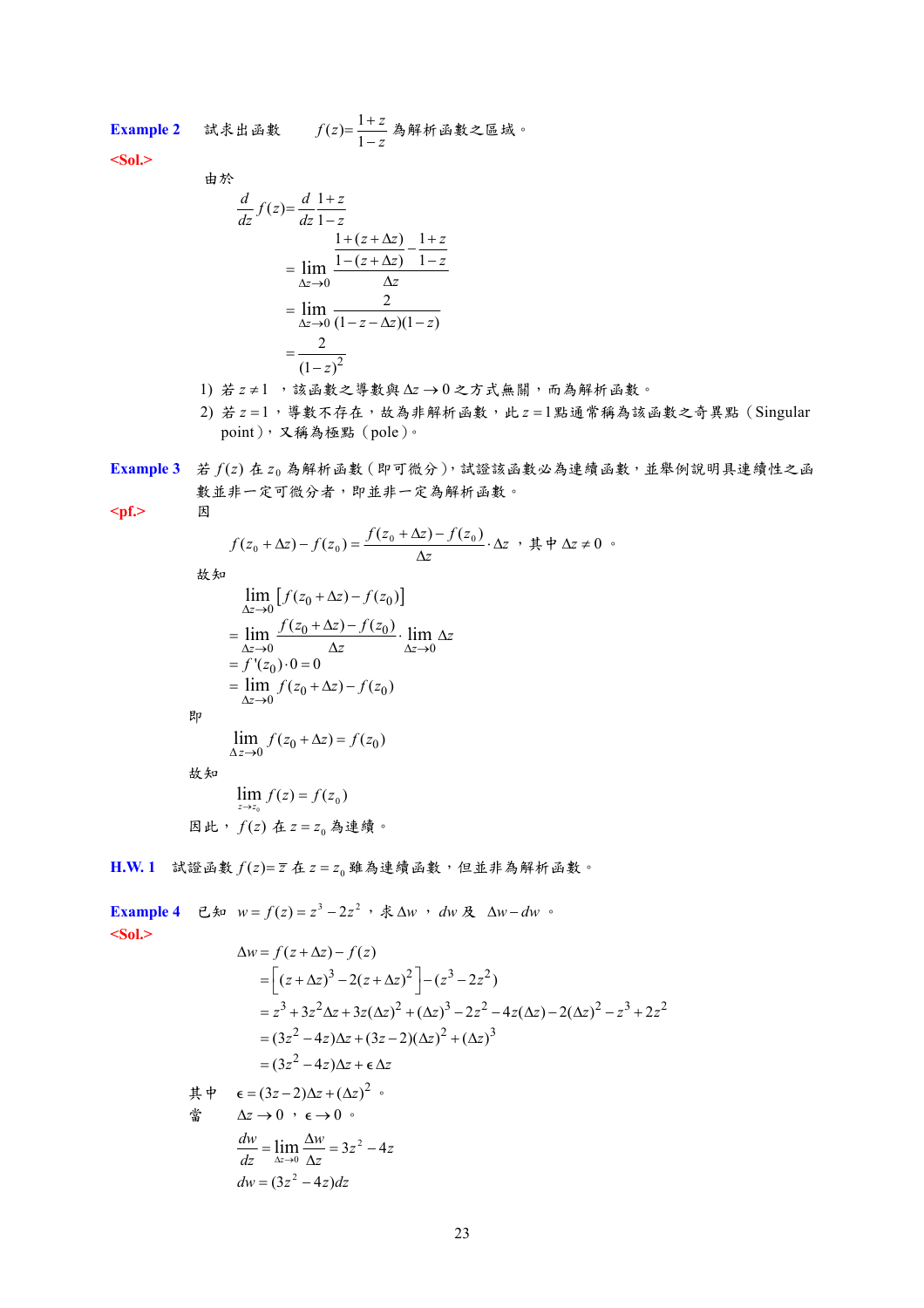**Example 2** 試求出函數 $f(z)=\dfrac{1+z}{1-z}$ 為解析函數之區域。

**<Sol.>**

由於

$$
\begin{aligned}
\frac{d}{dz}f(z) &= \frac{d}{dz}\frac{1+z}{1-z} \\
&= \lim_{\Delta z\to 0}\frac{\dfrac{1+(z+\Delta z)}{1-(z+\Delta z)}-\dfrac{1+z}{1-z}}{\Delta z} \\
&= \lim_{\Delta z\to 0}\frac{2}{(1-z-\Delta z)(1-z)} \\
&= \frac{2}{(1-z)^2}
\end{aligned}
$$

1) 若 $z\neq 1$ ，該函數之導數與 $\Delta z\to 0$ 之方式無關，而為解析函數。
2) 若 $z=1$ ，導數不存在，故為非解析函數，此 $z=1$ 點通常稱為該函數之奇異點（Singular point），又稱為極點（pole）。

**Example 3** 若 $f(z)$ 在 $z_0$ 為解析函數（即可微分），試證該函數必為連續函數，並舉例說明具連續性之函數並非一定可微分者，即並非一定為解析函數。

**<pf.>** 因

$$f(z_0+\Delta z)-f(z_0)=\frac{f(z_0+\Delta z)-f(z_0)}{\Delta z}\cdot\Delta z \text{ ，其中 } \Delta z\neq 0 \text{ 。}$$

故知

$$
\begin{aligned}
&\lim_{\Delta z\to 0}\left[f(z_0+\Delta z)-f(z_0)\right] \\
&= \lim_{\Delta z\to 0}\frac{f(z_0+\Delta z)-f(z_0)}{\Delta z}\cdot\lim_{\Delta z\to 0}\Delta z \\
&= f'(z_0)\cdot 0 = 0 \\
&= \lim_{\Delta z\to 0} f(z_0+\Delta z)-f(z_0)
\end{aligned}
$$

即

$$\lim_{\Delta z\to 0} f(z_0+\Delta z)=f(z_0)$$

故知

$$\lim_{z\to z_0} f(z)=f(z_0)$$

因此， $f(z)$ 在 $z=z_0$ 為連續。

**H.W. 1** 試證函數 $f(z)=\bar{z}$ 在 $z=z_0$ 雖為連續函數，但並非為解析函數。

**Example 4** 已知 $w=f(z)=z^3-2z^2$ ，求 $\Delta w$ ， $dw$ 及 $\Delta w-dw$ 。

**<Sol.>**

$$
\begin{aligned}
\Delta w &= f(z+\Delta z)-f(z) \\
&= \left[(z+\Delta z)^3-2(z+\Delta z)^2\right]-(z^3-2z^2) \\
&= z^3+3z^2\Delta z+3z(\Delta z)^2+(\Delta z)^3-2z^2-4z(\Delta z)-2(\Delta z)^2-z^3+2z^2 \\
&= (3z^2-4z)\Delta z+(3z-2)(\Delta z)^2+(\Delta z)^3 \\
&= (3z^2-4z)\Delta z+\epsilon\,\Delta z
\end{aligned}
$$

其中 $\epsilon=(3z-2)\Delta z+(\Delta z)^2$ 。

當 $\Delta z\to 0$ ， $\epsilon\to 0$ 。

$$\frac{dw}{dz}=\lim_{\Delta z\to 0}\frac{\Delta w}{\Delta z}=3z^2-4z$$

$$dw=(3z^2-4z)dz$$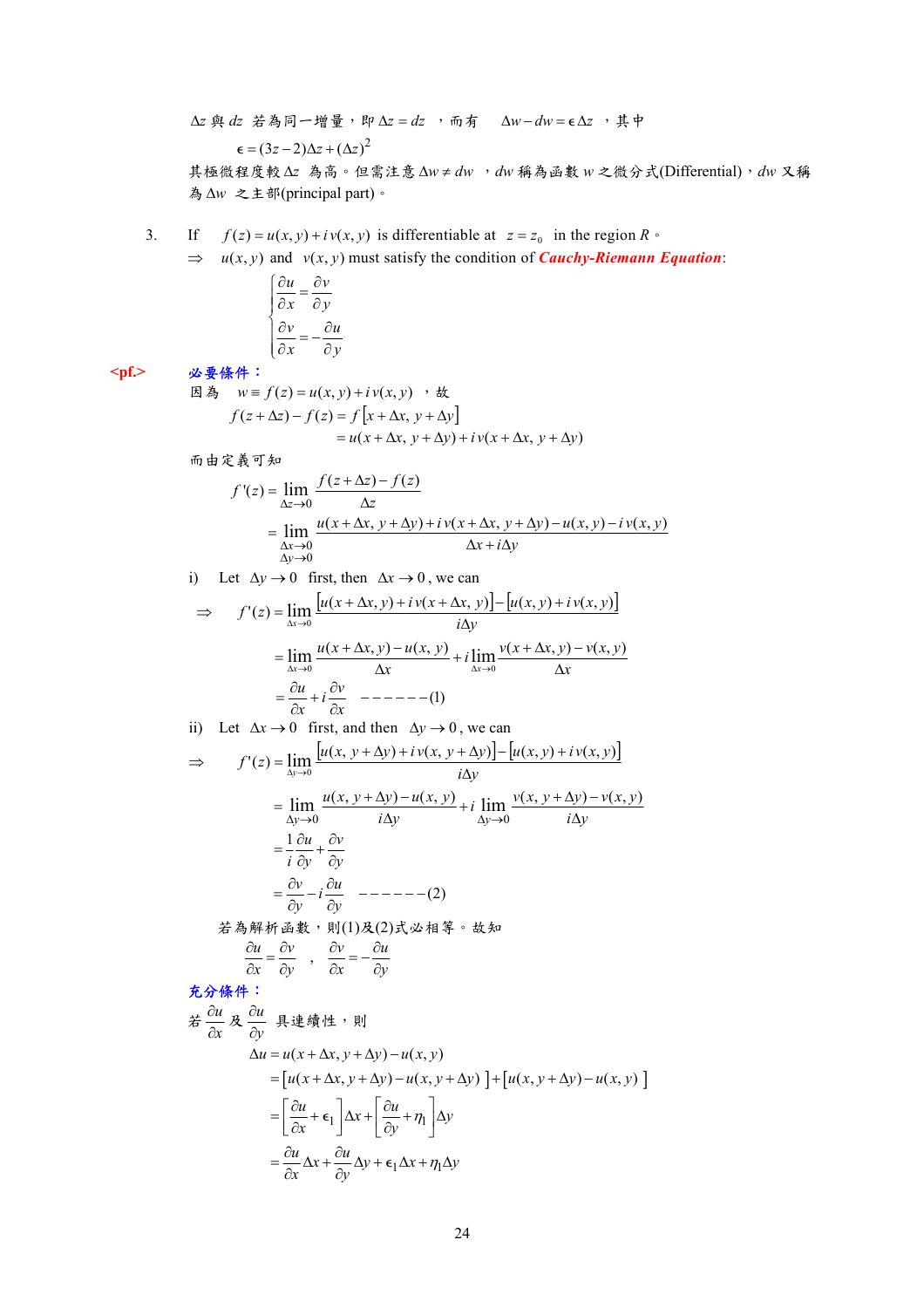$\Delta z$ 與 $dz$ 若為同一增量，即 $\Delta z = dz$ ，而有 $\Delta w - dw = \epsilon \Delta z$ ，其中

$$\epsilon = (3z-2)\Delta z + (\Delta z)^2$$

其極微程度較 $\Delta z$ 為高。但需注意 $\Delta w \neq dw$ ，$dw$ 稱為函數 $w$ 之微分式(Differential)，$dw$ 又稱為 $\Delta w$ 之主部(principal part)。

3. If $f(z) = u(x,y) + i\,v(x,y)$ is differentiable at $z = z_0$ in the region $R$。
   $\Rightarrow$ $u(x,y)$ and $v(x,y)$ must satisfy the condition of ***Cauchy-Riemann Equation***:

$$\begin{cases} \dfrac{\partial u}{\partial x} = \dfrac{\partial v}{\partial y} \\[2mm] \dfrac{\partial v}{\partial x} = -\dfrac{\partial u}{\partial y} \end{cases}$$

**<pf.>** **必要條件：**

因為 $w \equiv f(z) = u(x,y) + i\,v(x,y)$ ，故

$$\begin{aligned} f(z+\Delta z) - f(z) &= f\left[x+\Delta x,\, y+\Delta y\right] \\ &= u(x+\Delta x,\, y+\Delta y) + i\,v(x+\Delta x,\, y+\Delta y) \end{aligned}$$

而由定義可知

$$\begin{aligned} f'(z) &= \lim_{\Delta z \to 0} \frac{f(z+\Delta z)-f(z)}{\Delta z} \\ &= \lim_{\substack{\Delta x \to 0 \\ \Delta y \to 0}} \frac{u(x+\Delta x,\, y+\Delta y) + i\,v(x+\Delta x,\, y+\Delta y) - u(x,y) - i\,v(x,y)}{\Delta x + i\Delta y} \end{aligned}$$

i) Let $\Delta y \to 0$ first, then $\Delta x \to 0$ , we can

$$\begin{aligned} \Rightarrow \quad f'(z) &= \lim_{\Delta x \to 0} \frac{\left[u(x+\Delta x, y) + i\,v(x+\Delta x,\, y)\right] - \left[u(x,y) + i\,v(x,y)\right]}{i\Delta y} \\ &= \lim_{\Delta x \to 0} \frac{u(x+\Delta x, y) - u(x,y)}{\Delta x} + i \lim_{\Delta x \to 0} \frac{v(x+\Delta x, y) - v(x,y)}{\Delta x} \\ &= \frac{\partial u}{\partial x} + i\frac{\partial v}{\partial x} \quad ------(1) \end{aligned}$$

ii) Let $\Delta x \to 0$ first, and then $\Delta y \to 0$ , we can

$$\begin{aligned} \Rightarrow \quad f'(z) &= \lim_{\Delta y \to 0} \frac{\left[u(x, y+\Delta y) + i\,v(x,\, y+\Delta y)\right] - \left[u(x,y) + i\,v(x,y)\right]}{i\Delta y} \\ &= \lim_{\Delta y \to 0} \frac{u(x, y+\Delta y) - u(x,y)}{i\Delta y} + i \lim_{\Delta y \to 0} \frac{v(x, y+\Delta y) - v(x,y)}{i\Delta y} \\ &= \frac{1}{i}\frac{\partial u}{\partial y} + \frac{\partial v}{\partial y} \\ &= \frac{\partial v}{\partial y} - i\frac{\partial u}{\partial y} \quad ------(2) \end{aligned}$$

若為解析函數，則(1)及(2)式必相等。故知

$$\frac{\partial u}{\partial x} = \frac{\partial v}{\partial y} \quad , \quad \frac{\partial v}{\partial x} = -\frac{\partial u}{\partial y}$$

**充分條件：**

若 $\dfrac{\partial u}{\partial x}$ 及 $\dfrac{\partial u}{\partial y}$ 具連續性，則

$$\begin{aligned} \Delta u &= u(x+\Delta x, y+\Delta y) - u(x,y) \\ &= \left[u(x+\Delta x, y+\Delta y) - u(x, y+\Delta y)\ \right] + \left[u(x, y+\Delta y) - u(x,y)\ \right] \\ &= \left[\frac{\partial u}{\partial x} + \epsilon_1\right]\Delta x + \left[\frac{\partial u}{\partial y} + \eta_1\right]\Delta y \\ &= \frac{\partial u}{\partial x}\Delta x + \frac{\partial u}{\partial y}\Delta y + \epsilon_1 \Delta x + \eta_1 \Delta y \end{aligned}$$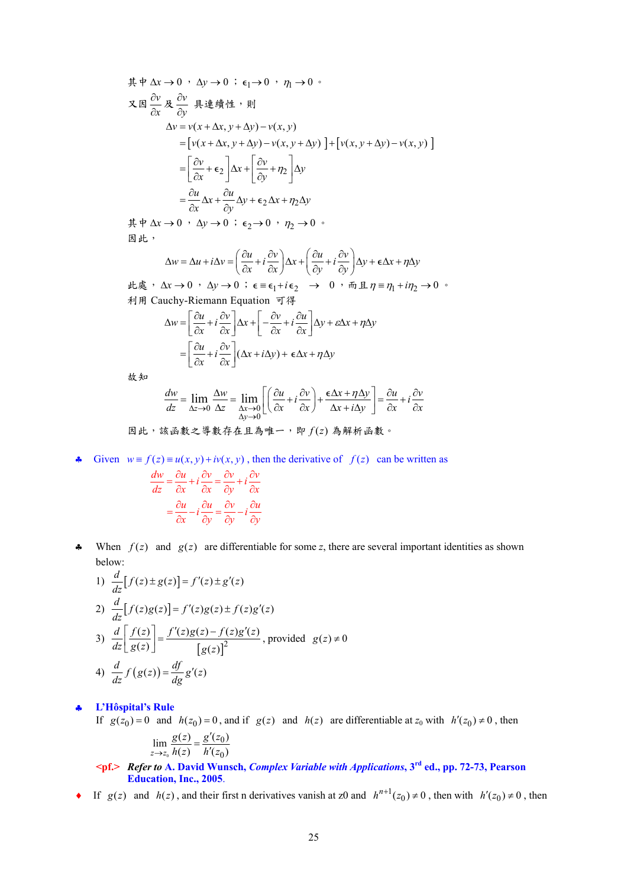其中 $\Delta x \to 0$，$\Delta y \to 0$；$\epsilon_1 \to 0$，$\eta_1 \to 0$。

又因 $\dfrac{\partial v}{\partial x}$ 及 $\dfrac{\partial v}{\partial y}$ 具連續性，則

$$
\begin{aligned}
\Delta v &= v(x+\Delta x, y+\Delta y) - v(x,y) \\
&= \left[ v(x+\Delta x, y+\Delta y) - v(x, y+\Delta y) \right] + \left[ v(x, y+\Delta y) - v(x,y) \right] \\
&= \left[ \frac{\partial v}{\partial x} + \epsilon_2 \right] \Delta x + \left[ \frac{\partial v}{\partial y} + \eta_2 \right] \Delta y \\
&= \frac{\partial u}{\partial x} \Delta x + \frac{\partial u}{\partial y} \Delta y + \epsilon_2 \Delta x + \eta_2 \Delta y
\end{aligned}
$$

其中 $\Delta x \to 0$，$\Delta y \to 0$；$\epsilon_2 \to 0$，$\eta_2 \to 0$。

因此，

$$
\Delta w = \Delta u + i\Delta v = \left( \frac{\partial u}{\partial x} + i\frac{\partial v}{\partial x} \right) \Delta x + \left( \frac{\partial u}{\partial y} + i\frac{\partial v}{\partial y} \right) \Delta y + \epsilon \Delta x + \eta \Delta y
$$

此處，$\Delta x \to 0$，$\Delta y \to 0$；$\epsilon \equiv \epsilon_1 + i\epsilon_2 \;\; \to \;\; 0$，而且 $\eta \equiv \eta_1 + i\eta_2 \to 0$。

利用 Cauchy-Riemann Equation 可得

$$
\begin{aligned}
\Delta w &= \left[ \frac{\partial u}{\partial x} + i\frac{\partial v}{\partial x} \right] \Delta x + \left[ -\frac{\partial v}{\partial x} + i\frac{\partial u}{\partial x} \right] \Delta y + \varepsilon \Delta x + \eta \Delta y \\
&= \left[ \frac{\partial u}{\partial x} + i\frac{\partial v}{\partial x} \right] (\Delta x + i\Delta y) + \epsilon \Delta x + \eta \Delta y
\end{aligned}
$$

故知

$$
\frac{dw}{dz} = \lim_{\Delta z \to 0} \frac{\Delta w}{\Delta z} = \lim_{\substack{\Delta x \to 0 \\ \Delta y \to 0}} \left[ \left( \frac{\partial u}{\partial x} + i\frac{\partial v}{\partial x} \right) + \frac{\epsilon \Delta x + \eta \Delta y}{\Delta x + i\Delta y} \right] = \frac{\partial u}{\partial x} + i\frac{\partial v}{\partial x}
$$

因此，該函數之導數存在且為唯一，即 $f(z)$ 為解析函數。

♣ Given $w \equiv f(z) \equiv u(x,y) + iv(x,y)$, then the derivative of $f(z)$ can be written as

$$
\begin{aligned}
\frac{dw}{dz} &= \frac{\partial u}{\partial x} + i\frac{\partial v}{\partial x} = \frac{\partial v}{\partial y} + i\frac{\partial v}{\partial x} \\
&= \frac{\partial u}{\partial x} - i\frac{\partial u}{\partial y} = \frac{\partial v}{\partial y} - i\frac{\partial u}{\partial y}
\end{aligned}
$$

♣ When $f(z)$ and $g(z)$ are differentiable for some $z$, there are several important identities as shown below:

1) $\dfrac{d}{dz}\left[ f(z) \pm g(z) \right] = f'(z) \pm g'(z)$

2) $\dfrac{d}{dz}\left[ f(z)g(z) \right] = f'(z)g(z) \pm f(z)g'(z)$

3) $\dfrac{d}{dz}\left[ \dfrac{f(z)}{g(z)} \right] = \dfrac{f'(z)g(z) - f(z)g'(z)}{\left[ g(z) \right]^2}$, provided $g(z) \neq 0$

4) $\dfrac{d}{dz} f\left( g(z) \right) = \dfrac{df}{dg} g'(z)$

♣ **L'Hôspital's Rule**

If $g(z_0) = 0$ and $h(z_0) = 0$, and if $g(z)$ and $h(z)$ are differentiable at $z_0$ with $h'(z_0) \neq 0$, then

$$
\lim_{z \to z_0} \frac{g(z)}{h(z)} = \frac{g'(z_0)}{h'(z_0)}
$$

**<pf.>** ***Refer to*** **A. David Wunsch, *Complex Variable with Applications*, 3rd ed., pp. 72-73, Pearson Education, Inc., 2005.**

♦ If $g(z)$ and $h(z)$, and their first n derivatives vanish at z0 and $h^{n+1}(z_0) \neq 0$, then with $h'(z_0) \neq 0$, then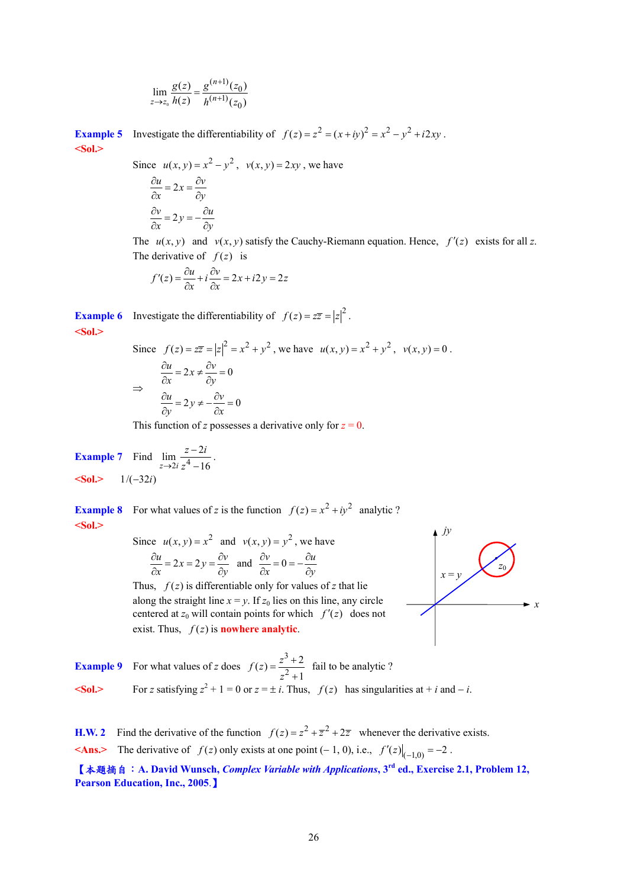$$\lim_{z \to z_0} \frac{g(z)}{h(z)} = \frac{g^{(n+1)}(z_0)}{h^{(n+1)}(z_0)}$$

**Example 5** Investigate the differentiability of $f(z) = z^2 = (x+iy)^2 = x^2 - y^2 + i2xy$.

**<Sol.>**

Since $u(x,y) = x^2 - y^2$, $v(x,y) = 2xy$, we have

$$\frac{\partial u}{\partial x} = 2x = \frac{\partial v}{\partial y}$$

$$\frac{\partial v}{\partial x} = 2y = -\frac{\partial u}{\partial y}$$

The $u(x,y)$ and $v(x,y)$ satisfy the Cauchy-Riemann equation. Hence, $f'(z)$ exists for all $z$. The derivative of $f(z)$ is

$$f'(z) = \frac{\partial u}{\partial x} + i\frac{\partial v}{\partial x} = 2x + i2y = 2z$$

**Example 6** Investigate the differentiability of $f(z) = z\bar{z} = |z|^2$.

**<Sol.>**

Since $f(z) = z\bar{z} = |z|^2 = x^2 + y^2$, we have $u(x,y) = x^2 + y^2$, $v(x,y) = 0$.

$$\Rightarrow \quad \begin{aligned} \frac{\partial u}{\partial x} &= 2x \neq \frac{\partial v}{\partial y} = 0 \\ \frac{\partial u}{\partial y} &= 2y \neq -\frac{\partial v}{\partial x} = 0 \end{aligned}$$

This function of $z$ possesses a derivative only for $z = 0$.

**Example 7** Find $\displaystyle\lim_{z \to 2i} \frac{z - 2i}{z^4 - 16}$.

**<Sol.>** $1/(-32i)$

**Example 8** For what values of $z$ is the function $f(z) = x^2 + iy^2$ analytic ?

**<Sol.>**

Since $u(x,y) = x^2$ and $v(x,y) = y^2$, we have

$$\frac{\partial u}{\partial x} = 2x = 2y = \frac{\partial v}{\partial y} \quad \text{and} \quad \frac{\partial v}{\partial x} = 0 = -\frac{\partial u}{\partial y}$$

Thus, $f(z)$ is differentiable only for values of $z$ that lie along the straight line $x = y$. If $z_0$ lies on this line, any circle centered at $z_0$ will contain points for which $f'(z)$ does not exist. Thus, $f(z)$ is **nowhere analytic**.

**Example 9** For what values of $z$ does $f(z) = \dfrac{z^3 + 2}{z^2 + 1}$ fail to be analytic ?

**<Sol.>** For $z$ satisfying $z^2 + 1 = 0$ or $z = \pm\, i$. Thus, $f(z)$ has singularities at $+\, i$ and $-\, i$.

**H.W. 2** Find the derivative of the function $f(z) = z^2 + \bar{z}^2 + 2\bar{z}$ whenever the derivative exists.

**<Ans.>** The derivative of $f(z)$ only exists at one point $(-1, 0)$, i.e., $f'(z)\big|_{(-1,0)} = -2$.

**【本題摘自：A. David Wunsch, *Complex Variable with Applications*, 3rd ed., Exercise 2.1, Problem 12, Pearson Education, Inc., 2005.】**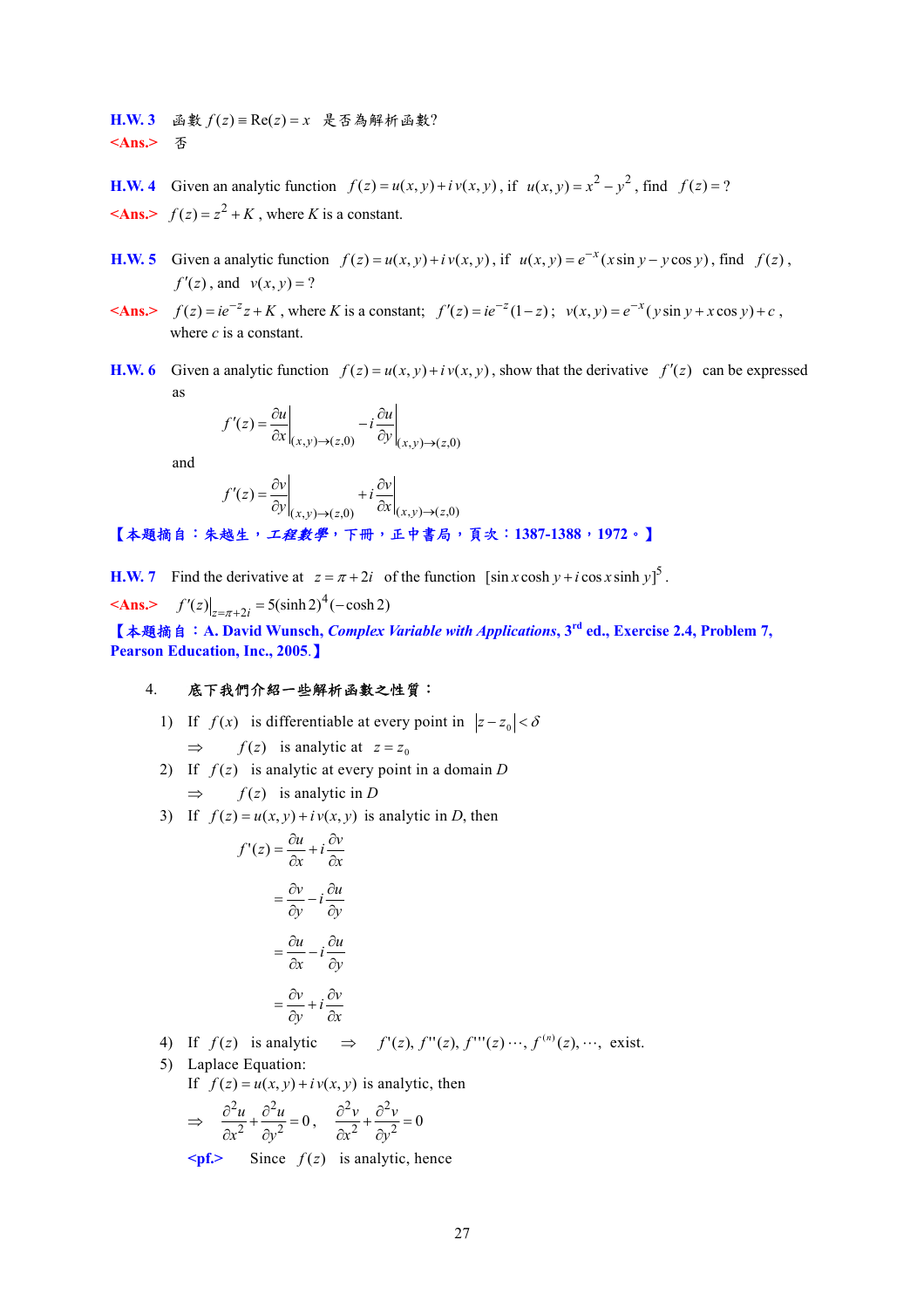**H.W. 3** 函數 $f(z) \equiv \text{Re}(z) = x$ 是否為解析函數?

**<Ans.>** 否

**H.W. 4** Given an analytic function $f(z) = u(x, y) + i\,v(x, y)$, if $u(x, y) = x^2 - y^2$, find $f(z) = ?$

**<Ans.>** $f(z) = z^2 + K$, where $K$ is a constant.

**H.W. 5** Given a analytic function $f(z) = u(x, y) + i\,v(x, y)$, if $u(x, y) = e^{-x}(x\sin y - y\cos y)$, find $f(z)$, $f'(z)$, and $v(x, y) = ?$

**<Ans.>** $f(z) = ie^{-z}z + K$, where $K$ is a constant; $f'(z) = ie^{-z}(1-z)$; $v(x, y) = e^{-x}(y\sin y + x\cos y) + c$, where $c$ is a constant.

**H.W. 6** Given a analytic function $f(z) = u(x, y) + i\,v(x, y)$, show that the derivative $f'(z)$ can be expressed as

$$f'(z) = \left.\frac{\partial u}{\partial x}\right|_{(x,y)\to(z,0)} - i\left.\frac{\partial u}{\partial y}\right|_{(x,y)\to(z,0)}$$

and

$$f'(z) = \left.\frac{\partial v}{\partial y}\right|_{(x,y)\to(z,0)} + i\left.\frac{\partial v}{\partial x}\right|_{(x,y)\to(z,0)}$$

**【本題摘自：朱越生，*工程數學*，下冊，正中書局，頁次：1387-1388，1972。】**

**H.W. 7** Find the derivative at $z = \pi + 2i$ of the function $[\sin x\cosh y + i\cos x\sinh y]^5$.

**<Ans.>** $f'(z)\big|_{z=\pi+2i} = 5(\sinh 2)^4(-\cosh 2)$

**【本題摘自：A. David Wunsch, *Complex Variable with Applications*, 3rd ed., Exercise 2.4, Problem 7, Pearson Education, Inc., 2005.】**

4. **底下我們介紹一些解析函數之性質：**

1) If $f(x)$ is differentiable at every point in $|z - z_0| < \delta$

   $\Rightarrow$ $f(z)$ is analytic at $z = z_0$

2) If $f(z)$ is analytic at every point in a domain $D$

   $\Rightarrow$ $f(z)$ is analytic in $D$

3) If $f(z) = u(x, y) + i\,v(x, y)$ is analytic in $D$, then

$$\begin{aligned}
f'(z) &= \frac{\partial u}{\partial x} + i\frac{\partial v}{\partial x} \\
&= \frac{\partial v}{\partial y} - i\frac{\partial u}{\partial y} \\
&= \frac{\partial u}{\partial x} - i\frac{\partial u}{\partial y} \\
&= \frac{\partial v}{\partial y} + i\frac{\partial v}{\partial x}
\end{aligned}$$

4) If $f(z)$ is analytic $\Rightarrow$ $f'(z), f''(z), f'''(z) \cdots, f^{(n)}(z), \cdots,$ exist.

5) Laplace Equation:

   If $f(z) = u(x, y) + i\,v(x, y)$ is analytic, then

$$\Rightarrow \quad \frac{\partial^2 u}{\partial x^2} + \frac{\partial^2 u}{\partial y^2} = 0, \quad \frac{\partial^2 v}{\partial x^2} + \frac{\partial^2 v}{\partial y^2} = 0$$

**<pf.>** Since $f(z)$ is analytic, hence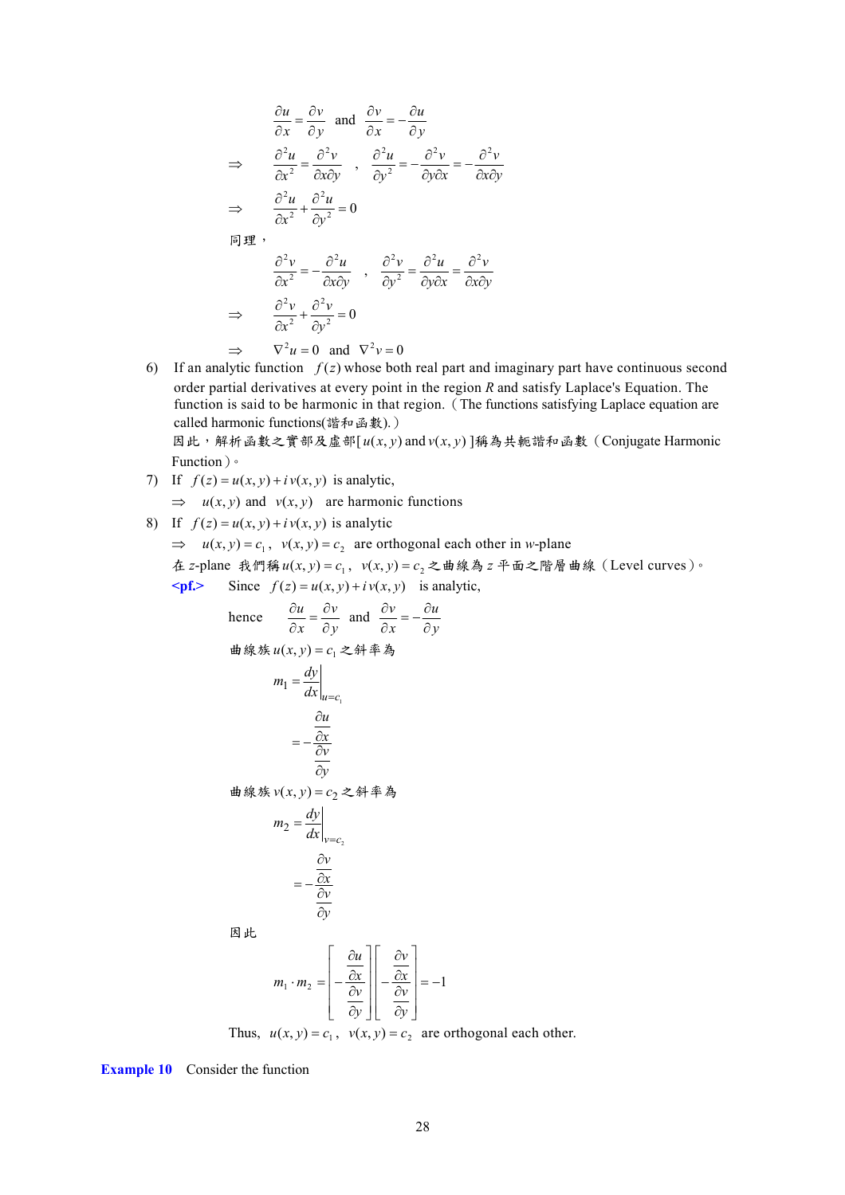$$\frac{\partial u}{\partial x} = \frac{\partial v}{\partial y} \quad \text{and} \quad \frac{\partial v}{\partial x} = -\frac{\partial u}{\partial y}$$

$$\Rightarrow \quad \frac{\partial^2 u}{\partial x^2} = \frac{\partial^2 v}{\partial x \partial y} \quad , \quad \frac{\partial^2 u}{\partial y^2} = -\frac{\partial^2 v}{\partial y \partial x} = -\frac{\partial^2 v}{\partial x \partial y}$$

$$\Rightarrow \quad \frac{\partial^2 u}{\partial x^2} + \frac{\partial^2 u}{\partial y^2} = 0$$

同理，

$$\frac{\partial^2 v}{\partial x^2} = -\frac{\partial^2 u}{\partial x \partial y} \quad , \quad \frac{\partial^2 v}{\partial y^2} = \frac{\partial^2 u}{\partial y \partial x} = \frac{\partial^2 v}{\partial x \partial y}$$

$$\Rightarrow \quad \frac{\partial^2 v}{\partial x^2} + \frac{\partial^2 v}{\partial y^2} = 0$$

$$\Rightarrow \quad \nabla^2 u = 0 \quad \text{and} \quad \nabla^2 v = 0$$

6) If an analytic function $f(z)$ whose both real part and imaginary part have continuous second order partial derivatives at every point in the region $R$ and satisfy Laplace's Equation. The function is said to be harmonic in that region.（The functions satisfying Laplace equation are called harmonic functions(諧和函數).）
因此，解析函數之實部及虛部[$u(x,y)$ and $v(x,y)$]稱為共軛諧和函數（Conjugate Harmonic Function）。

7) If $f(z) = u(x,y) + i\,v(x,y)$ is analytic,
$\Rightarrow$ $u(x,y)$ and $v(x,y)$ are harmonic functions

8) If $f(z) = u(x,y) + i\,v(x,y)$ is analytic
$\Rightarrow$ $u(x,y) = c_1$, $v(x,y) = c_2$ are orthogonal each other in $w$-plane
在 $z$-plane 我們稱 $u(x,y) = c_1$, $v(x,y) = c_2$ 之曲線為 $z$ 平面之階層曲線（Level curves）。

**<pf.>** Since $f(z) = u(x,y) + i\,v(x,y)$ is analytic,

hence $\frac{\partial u}{\partial x} = \frac{\partial v}{\partial y}$ and $\frac{\partial v}{\partial x} = -\frac{\partial u}{\partial y}$

曲線族 $u(x,y) = c_1$ 之斜率為

$$m_1 = \left.\frac{dy}{dx}\right|_{u=c_1} = -\frac{\frac{\partial u}{\partial x}}{\frac{\partial v}{\partial y}}$$

曲線族 $v(x,y) = c_2$ 之斜率為

$$m_2 = \left.\frac{dy}{dx}\right|_{v=c_2} = -\frac{\frac{\partial v}{\partial x}}{\frac{\partial v}{\partial y}}$$

因此

$$m_1 \cdot m_2 = \left[-\frac{\frac{\partial u}{\partial x}}{\frac{\partial v}{\partial y}}\right]\left[-\frac{\frac{\partial v}{\partial x}}{\frac{\partial v}{\partial y}}\right] = -1$$

Thus, $u(x,y) = c_1$, $v(x,y) = c_2$ are orthogonal each other.

**Example 10** Consider the function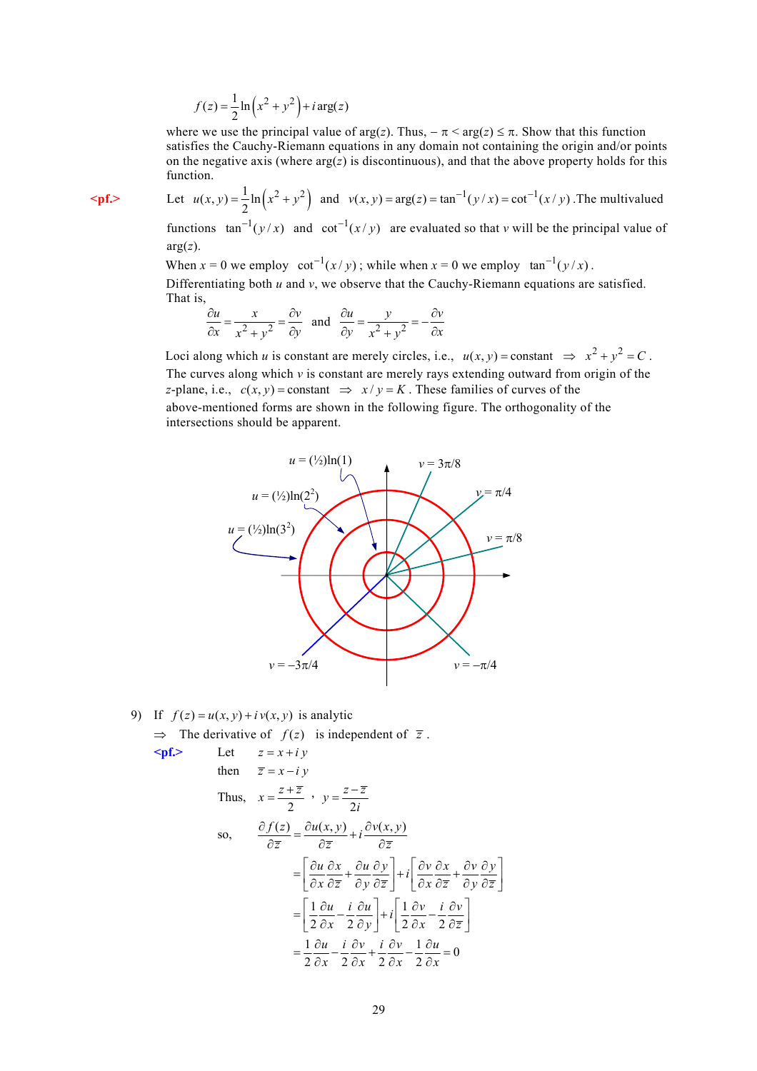$$f(z) = \frac{1}{2}\ln\left(x^2 + y^2\right) + i\arg(z)$$

where we use the principal value of arg($z$). Thus, $-\pi < \arg(z) \le \pi$. Show that this function satisfies the Cauchy-Riemann equations in any domain not containing the origin and/or points on the negative axis (where arg($z$) is discontinuous), and that the above property holds for this function.

**<pf.>** Let $u(x,y) = \frac{1}{2}\ln\left(x^2 + y^2\right)$ and $v(x,y) = \arg(z) = \tan^{-1}(y/x) = \cot^{-1}(x/y)$. The multivalued functions $\tan^{-1}(y/x)$ and $\cot^{-1}(x/y)$ are evaluated so that $v$ will be the principal value of arg($z$).

When $x = 0$ we employ $\cot^{-1}(x/y)$; while when $x = 0$ we employ $\tan^{-1}(y/x)$.

Differentiating both $u$ and $v$, we observe that the Cauchy-Riemann equations are satisfied. That is,

$$\frac{\partial u}{\partial x} = \frac{x}{x^2 + y^2} = \frac{\partial v}{\partial y} \quad \text{and} \quad \frac{\partial u}{\partial y} = \frac{y}{x^2 + y^2} = -\frac{\partial v}{\partial x}$$

Loci along which $u$ is constant are merely circles, i.e., $u(x,y) = \text{constant} \;\Rightarrow\; x^2 + y^2 = C$. The curves along which $v$ is constant are merely rays extending outward from origin of the $z$-plane, i.e., $c(x,y) = \text{constant} \;\Rightarrow\; x/y = K$. These families of curves of the above-mentioned forms are shown in the following figure. The orthogonality of the intersections should be apparent.

9) If $f(z) = u(x,y) + i\,v(x,y)$ is analytic

$\Rightarrow$ The derivative of $f(z)$ is independent of $\bar{z}$.

**<pf.>** Let $z = x + i\,y$

then $\bar{z} = x - i\,y$

Thus, $x = \dfrac{z + \bar{z}}{2}$ , $y = \dfrac{z - \bar{z}}{2i}$

so,

$$\begin{aligned}
\frac{\partial f(z)}{\partial \bar{z}} &= \frac{\partial u(x,y)}{\partial \bar{z}} + i\frac{\partial v(x,y)}{\partial \bar{z}} \\
&= \left[\frac{\partial u}{\partial x}\frac{\partial x}{\partial \bar{z}} + \frac{\partial u}{\partial y}\frac{\partial y}{\partial \bar{z}}\right] + i\left[\frac{\partial v}{\partial x}\frac{\partial x}{\partial \bar{z}} + \frac{\partial v}{\partial y}\frac{\partial y}{\partial \bar{z}}\right] \\
&= \left[\frac{1}{2}\frac{\partial u}{\partial x} - \frac{i}{2}\frac{\partial u}{\partial y}\right] + i\left[\frac{1}{2}\frac{\partial v}{\partial x} - \frac{i}{2}\frac{\partial v}{\partial \bar{z}}\right] \\
&= \frac{1}{2}\frac{\partial u}{\partial x} - \frac{i}{2}\frac{\partial v}{\partial x} + \frac{i}{2}\frac{\partial v}{\partial x} - \frac{1}{2}\frac{\partial u}{\partial x} = 0
\end{aligned}$$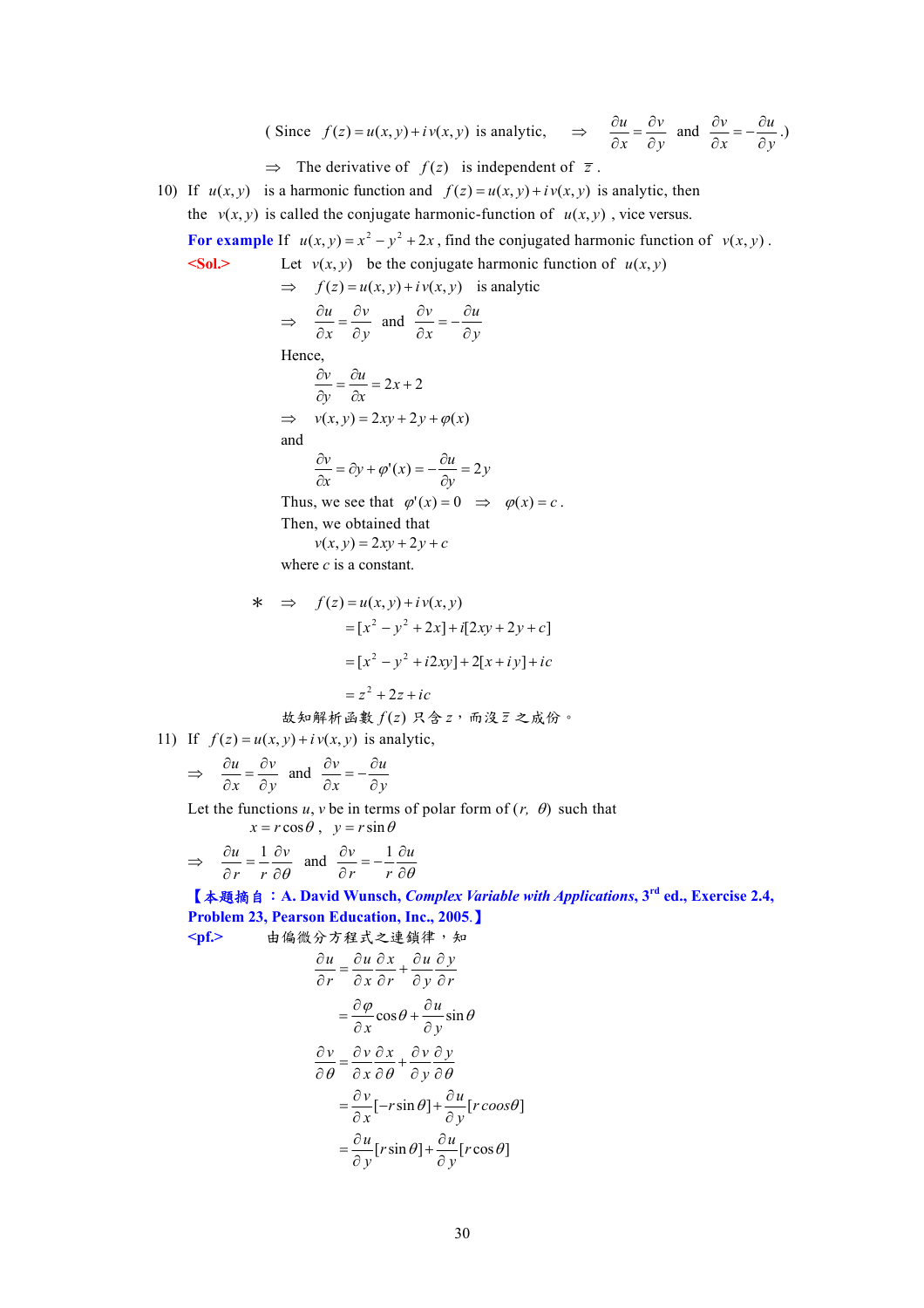( Since $f(z)=u(x,y)+i\,v(x,y)$ is analytic, $\Rightarrow$ $\dfrac{\partial u}{\partial x}=\dfrac{\partial v}{\partial y}$ and $\dfrac{\partial v}{\partial x}=-\dfrac{\partial u}{\partial y}$.)

$\Rightarrow$ The derivative of $f(z)$ is independent of $\bar{z}$.

10) If $u(x,y)$ is a harmonic function and $f(z)=u(x,y)+i\,v(x,y)$ is analytic, then the $v(x,y)$ is called the conjugate harmonic-function of $u(x,y)$, vice versus.

**For example** If $u(x,y)=x^2-y^2+2x$, find the conjugated harmonic function of $v(x,y)$.

**<Sol.>** Let $v(x,y)$ be the conjugate harmonic function of $u(x,y)$

$\Rightarrow$ $f(z)=u(x,y)+i\,v(x,y)$ is analytic

$\Rightarrow$ $\dfrac{\partial u}{\partial x}=\dfrac{\partial v}{\partial y}$ and $\dfrac{\partial v}{\partial x}=-\dfrac{\partial u}{\partial y}$

Hence,

$$\frac{\partial v}{\partial y}=\frac{\partial u}{\partial x}=2x+2$$

$\Rightarrow$ $v(x,y)=2xy+2y+\varphi(x)$

and

$$\frac{\partial v}{\partial x}=\partial y+\varphi'(x)=-\frac{\partial u}{\partial y}=2y$$

Thus, we see that $\varphi'(x)=0$ $\Rightarrow$ $\varphi(x)=c$.

Then, we obtained that

$$v(x,y)=2xy+2y+c$$

where $c$ is a constant.

$*$ $\Rightarrow$

$$
\begin{aligned}
f(z)&=u(x,y)+i\,v(x,y)\\
&=[x^2-y^2+2x]+i[2xy+2y+c]\\
&=[x^2-y^2+i2xy]+2[x+iy]+ic\\
&=z^2+2z+ic
\end{aligned}
$$

故知解析函數 $f(z)$ 只含 $z$，而沒 $\bar{z}$ 之成份。

11) If $f(z)=u(x,y)+i\,v(x,y)$ is analytic,

$\Rightarrow$ $\dfrac{\partial u}{\partial x}=\dfrac{\partial v}{\partial y}$ and $\dfrac{\partial v}{\partial x}=-\dfrac{\partial u}{\partial y}$

Let the functions $u$, $v$ be in terms of polar form of $(r,\ \theta)$ such that

$x=r\cos\theta$, $y=r\sin\theta$

$\Rightarrow$ $\dfrac{\partial u}{\partial r}=\dfrac{1}{r}\dfrac{\partial v}{\partial\theta}$ and $\dfrac{\partial v}{\partial r}=-\dfrac{1}{r}\dfrac{\partial u}{\partial\theta}$

**【本題摘自：A. David Wunsch, *Complex Variable with Applications*, 3rd ed., Exercise 2.4, Problem 23, Pearson Education, Inc., 2005.】**

**<pf.>** 由偏微分方程式之連鎖律，知

$$
\begin{aligned}
\frac{\partial u}{\partial r}&=\frac{\partial u}{\partial x}\frac{\partial x}{\partial r}+\frac{\partial u}{\partial y}\frac{\partial y}{\partial r}\\
&=\frac{\partial\varphi}{\partial x}\cos\theta+\frac{\partial u}{\partial y}\sin\theta
\end{aligned}
$$

$$
\begin{aligned}
\frac{\partial v}{\partial\theta}&=\frac{\partial v}{\partial x}\frac{\partial x}{\partial\theta}+\frac{\partial v}{\partial y}\frac{\partial y}{\partial\theta}\\
&=\frac{\partial v}{\partial x}[-r\sin\theta]+\frac{\partial u}{\partial y}[r\,coos\theta]\\
&=\frac{\partial u}{\partial y}[r\sin\theta]+\frac{\partial u}{\partial y}[r\cos\theta]
\end{aligned}
$$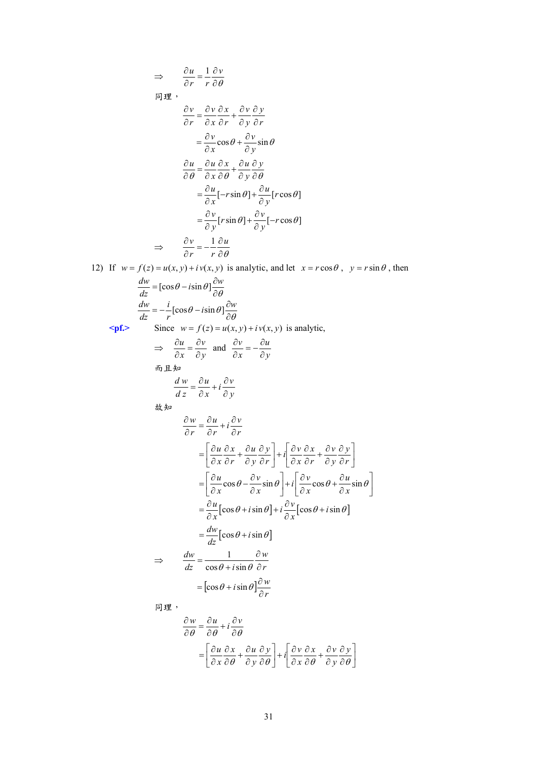$$\Rightarrow \quad \frac{\partial u}{\partial r} = \frac{1}{r}\frac{\partial v}{\partial \theta}$$

同理，

$$\frac{\partial v}{\partial r} = \frac{\partial v}{\partial x}\frac{\partial x}{\partial r} + \frac{\partial v}{\partial y}\frac{\partial y}{\partial r}$$

$$= \frac{\partial v}{\partial x}\cos\theta + \frac{\partial v}{\partial y}\sin\theta$$

$$\frac{\partial u}{\partial \theta} = \frac{\partial u}{\partial x}\frac{\partial x}{\partial \theta} + \frac{\partial u}{\partial y}\frac{\partial y}{\partial \theta}$$

$$= \frac{\partial u}{\partial x}[-r\sin\theta] + \frac{\partial u}{\partial y}[r\cos\theta]$$

$$= \frac{\partial v}{\partial y}[r\sin\theta] + \frac{\partial v}{\partial y}[-r\cos\theta]$$

$$\Rightarrow \quad \frac{\partial v}{\partial r} = -\frac{1}{r}\frac{\partial u}{\partial \theta}$$

12) If $w = f(z) = u(x,y) + i\,v(x,y)$ is analytic, and let $x = r\cos\theta$, $y = r\sin\theta$, then

$$\frac{dw}{dz} = [\cos\theta - i\sin\theta]\frac{\partial w}{\partial \theta}$$

$$\frac{dw}{dz} = -\frac{i}{r}[\cos\theta - i\sin\theta]\frac{\partial w}{\partial \theta}$$

**<pf.>** Since $w = f(z) = u(x,y) + i\,v(x,y)$ is analytic,

$$\Rightarrow \quad \frac{\partial u}{\partial x} = \frac{\partial v}{\partial y} \quad \text{and} \quad \frac{\partial v}{\partial x} = -\frac{\partial u}{\partial y}$$

而且知

$$\frac{dw}{dz} = \frac{\partial u}{\partial x} + i\frac{\partial v}{\partial y}$$

故知

$$\frac{\partial w}{\partial r} = \frac{\partial u}{\partial r} + i\frac{\partial v}{\partial r}$$

$$= \left[\frac{\partial u}{\partial x}\frac{\partial x}{\partial r} + \frac{\partial u}{\partial y}\frac{\partial y}{\partial r}\right] + i\left[\frac{\partial v}{\partial x}\frac{\partial x}{\partial r} + \frac{\partial v}{\partial y}\frac{\partial y}{\partial r}\right]$$

$$= \left[\frac{\partial u}{\partial x}\cos\theta - \frac{\partial v}{\partial x}\sin\theta\right] + i\left[\frac{\partial v}{\partial x}\cos\theta + \frac{\partial u}{\partial x}\sin\theta\right]$$

$$= \frac{\partial u}{\partial x}[\cos\theta + i\sin\theta] + i\frac{\partial v}{\partial x}[\cos\theta + i\sin\theta]$$

$$= \frac{dw}{dz}[\cos\theta + i\sin\theta]$$

$$\Rightarrow \quad \frac{dw}{dz} = \frac{1}{\cos\theta + i\sin\theta}\frac{\partial w}{\partial r}$$

$$= [\cos\theta + i\sin\theta]\frac{\partial w}{\partial r}$$

同理，

$$\frac{\partial w}{\partial \theta} = \frac{\partial u}{\partial \theta} + i\frac{\partial v}{\partial \theta}$$

$$= \left[\frac{\partial u}{\partial x}\frac{\partial x}{\partial \theta} + \frac{\partial u}{\partial y}\frac{\partial y}{\partial \theta}\right] + i\left[\frac{\partial v}{\partial x}\frac{\partial x}{\partial \theta} + \frac{\partial v}{\partial y}\frac{\partial y}{\partial \theta}\right]$$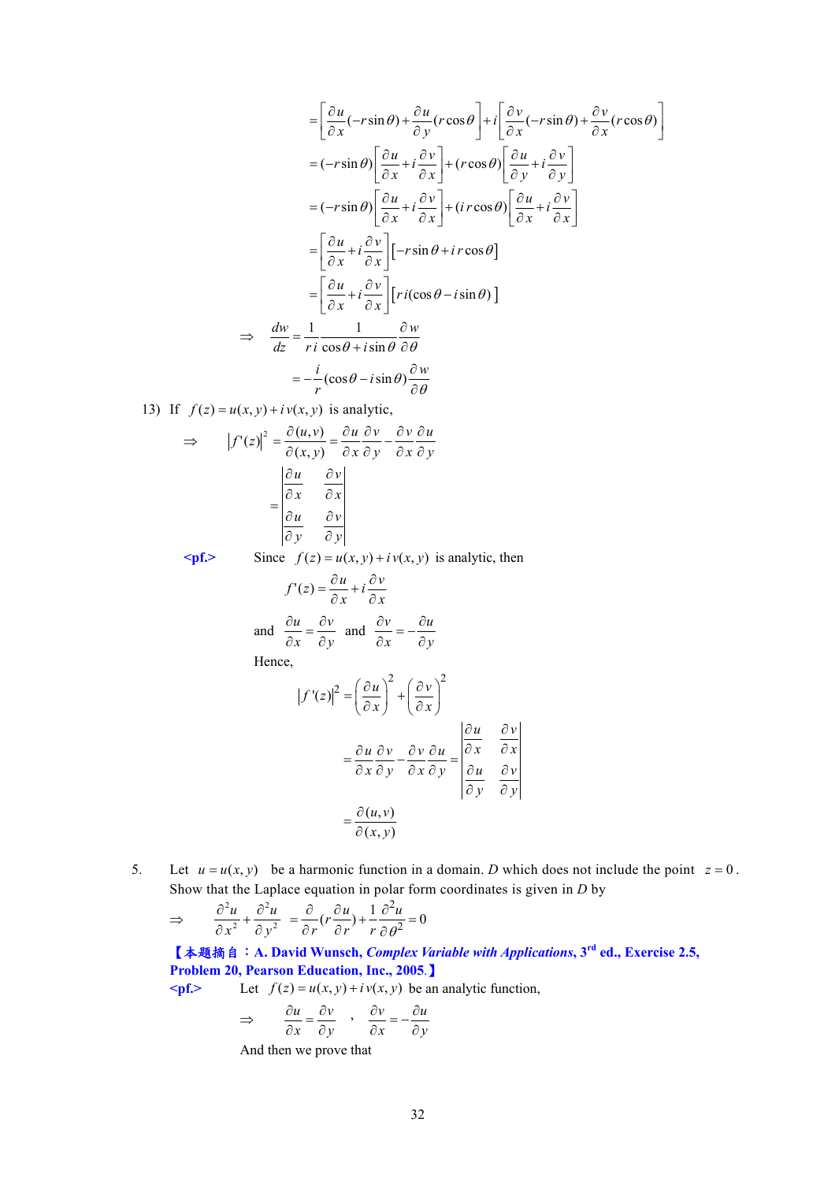$$= \left[\frac{\partial u}{\partial x}(-r\sin\theta) + \frac{\partial u}{\partial y}(r\cos\theta\right] + i\left[\frac{\partial v}{\partial x}(-r\sin\theta) + \frac{\partial v}{\partial x}(r\cos\theta)\right]$$

$$= (-r\sin\theta)\left[\frac{\partial u}{\partial x} + i\frac{\partial v}{\partial x}\right] + (r\cos\theta)\left[\frac{\partial u}{\partial y} + i\frac{\partial v}{\partial y}\right]$$

$$= (-r\sin\theta)\left[\frac{\partial u}{\partial x} + i\frac{\partial v}{\partial x}\right] + (ir\cos\theta)\left[\frac{\partial u}{\partial x} + i\frac{\partial v}{\partial x}\right]$$

$$= \left[\frac{\partial u}{\partial x} + i\frac{\partial v}{\partial x}\right]\left[-r\sin\theta + ir\cos\theta\right]$$

$$= \left[\frac{\partial u}{\partial x} + i\frac{\partial v}{\partial x}\right]\left[ri(\cos\theta - i\sin\theta)\right]$$

$$\Rightarrow \quad \frac{dw}{dz} = \frac{1}{ri}\frac{1}{\cos\theta + i\sin\theta}\frac{\partial w}{\partial\theta}$$

$$= -\frac{i}{r}(\cos\theta - i\sin\theta)\frac{\partial w}{\partial\theta}$$

13) If $f(z) = u(x,y) + iv(x,y)$ is analytic,

$$\Rightarrow \quad |f'(z)|^2 = \frac{\partial(u,v)}{\partial(x,y)} = \frac{\partial u}{\partial x}\frac{\partial v}{\partial y} - \frac{\partial v}{\partial x}\frac{\partial u}{\partial y}$$

$$= \begin{vmatrix} \frac{\partial u}{\partial x} & \frac{\partial v}{\partial x} \\ \frac{\partial u}{\partial y} & \frac{\partial v}{\partial y} \end{vmatrix}$$

**<pf.>** Since $f(z) = u(x,y) + iv(x,y)$ is analytic, then

$$f'(z) = \frac{\partial u}{\partial x} + i\frac{\partial v}{\partial x}$$

and $\frac{\partial u}{\partial x} = \frac{\partial v}{\partial y}$ and $\frac{\partial v}{\partial x} = -\frac{\partial u}{\partial y}$

Hence,

$$|f'(z)|^2 = \left(\frac{\partial u}{\partial x}\right)^2 + \left(\frac{\partial v}{\partial x}\right)^2$$

$$= \frac{\partial u}{\partial x}\frac{\partial v}{\partial y} - \frac{\partial v}{\partial x}\frac{\partial u}{\partial y} = \begin{vmatrix} \frac{\partial u}{\partial x} & \frac{\partial v}{\partial x} \\ \frac{\partial u}{\partial y} & \frac{\partial v}{\partial y} \end{vmatrix}$$

$$= \frac{\partial(u,v)}{\partial(x,y)}$$

5. Let $u = u(x,y)$ be a harmonic function in a domain. $D$ which does not include the point $z = 0$. Show that the Laplace equation in polar form coordinates is given in $D$ by

$$\Rightarrow \quad \frac{\partial^2 u}{\partial x^2} + \frac{\partial^2 u}{\partial y^2} = \frac{\partial}{\partial r}\left(r\frac{\partial u}{\partial r}\right) + \frac{1}{r}\frac{\partial^2 u}{\partial\theta^2} = 0$$

**【本題摘自：A. David Wunsch, *Complex Variable with Applications*, 3rd ed., Exercise 2.5, Problem 20, Pearson Education, Inc., 2005.】**

**<pf.>** Let $f(z) = u(x,y) + iv(x,y)$ be an analytic function,

$$\Rightarrow \quad \frac{\partial u}{\partial x} = \frac{\partial v}{\partial y}, \quad \frac{\partial v}{\partial x} = -\frac{\partial u}{\partial y}$$

And then we prove that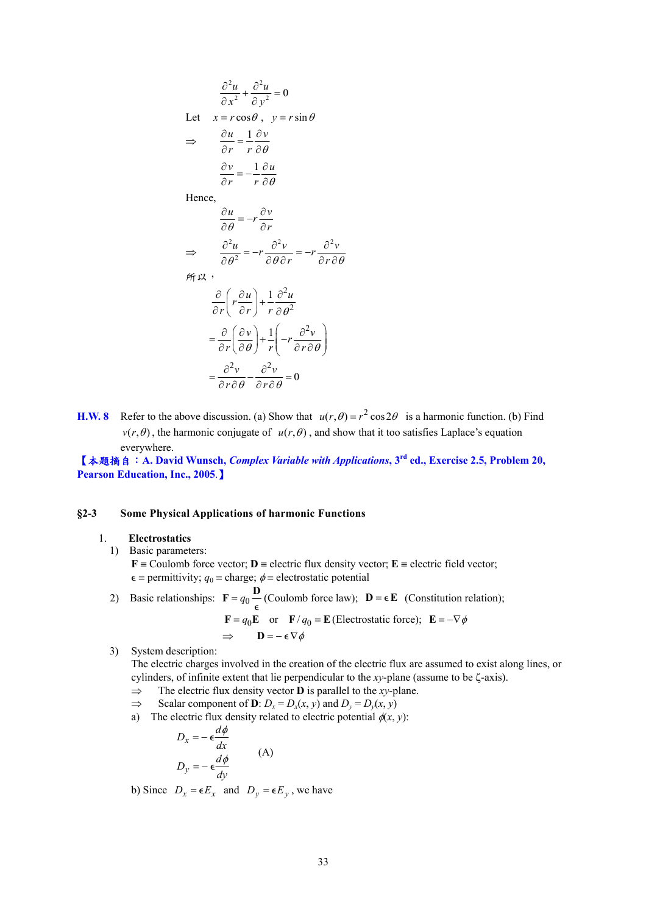$$\frac{\partial^2 u}{\partial x^2} + \frac{\partial^2 u}{\partial y^2} = 0$$

Let $x = r\cos\theta$ , $y = r\sin\theta$

$$\Rightarrow \quad \frac{\partial u}{\partial r} = \frac{1}{r}\frac{\partial v}{\partial \theta}$$

$$\frac{\partial v}{\partial r} = -\frac{1}{r}\frac{\partial u}{\partial \theta}$$

Hence,

$$\frac{\partial u}{\partial \theta} = -r\frac{\partial v}{\partial r}$$

$$\Rightarrow \quad \frac{\partial^2 u}{\partial \theta^2} = -r\frac{\partial^2 v}{\partial \theta \partial r} = -r\frac{\partial^2 v}{\partial r \partial \theta}$$

所以，

$$\frac{\partial}{\partial r}\left(r\frac{\partial u}{\partial r}\right) + \frac{1}{r}\frac{\partial^2 u}{\partial \theta^2}$$

$$= \frac{\partial}{\partial r}\left(\frac{\partial v}{\partial \theta}\right) + \frac{1}{r}\left(-r\frac{\partial^2 v}{\partial r \partial \theta}\right)$$

$$= \frac{\partial^2 v}{\partial r \partial \theta} - \frac{\partial^2 v}{\partial r \partial \theta} = 0$$

**H.W. 8** Refer to the above discussion. (a) Show that $u(r,\theta) = r^2\cos 2\theta$ is a harmonic function. (b) Find $v(r,\theta)$, the harmonic conjugate of $u(r,\theta)$, and show that it too satisfies Laplace's equation everywhere.

**【本題摘自：A. David Wunsch, *Complex Variable with Applications*, 3rd ed., Exercise 2.5, Problem 20, Pearson Education, Inc., 2005.】**

## §2-3 Some Physical Applications of harmonic Functions

1. **Electrostatics**

1) Basic parameters:

$\mathbf{F}$ ≡ Coulomb force vector; $\mathbf{D}$ ≡ electric flux density vector; $\mathbf{E}$ ≡ electric field vector; $\epsilon$ ≡ permittivity; $q_0$ ≡ charge; $\phi$ ≡ electrostatic potential

2) Basic relationships: $\mathbf{F} = q_0\dfrac{\mathbf{D}}{\epsilon}$ (Coulomb force law); $\mathbf{D} = \epsilon\mathbf{E}$ (Constitution relation);

$\mathbf{F} = q_0\mathbf{E}$ or $\mathbf{F}/q_0 = \mathbf{E}$ (Electrostatic force); $\mathbf{E} = -\nabla\phi$

$\Rightarrow \quad \mathbf{D} = -\epsilon\nabla\phi$

3) System description:

The electric charges involved in the creation of the electric flux are assumed to exist along lines, or cylinders, of infinite extent that lie perpendicular to the $xy$-plane (assume to be $\zeta$-axis).

$\Rightarrow$ The electric flux density vector $\mathbf{D}$ is parallel to the $xy$-plane.

$\Rightarrow$ Scalar component of $\mathbf{D}$: $D_x = D_x(x, y)$ and $D_y = D_y(x, y)$

a) The electric flux density related to electric potential $\phi(x, y)$:

$$D_x = -\epsilon\frac{d\phi}{dx}$$
$$D_y = -\epsilon\frac{d\phi}{dy} \qquad \text{(A)}$$

b) Since $D_x = \epsilon E_x$ and $D_y = \epsilon E_y$, we have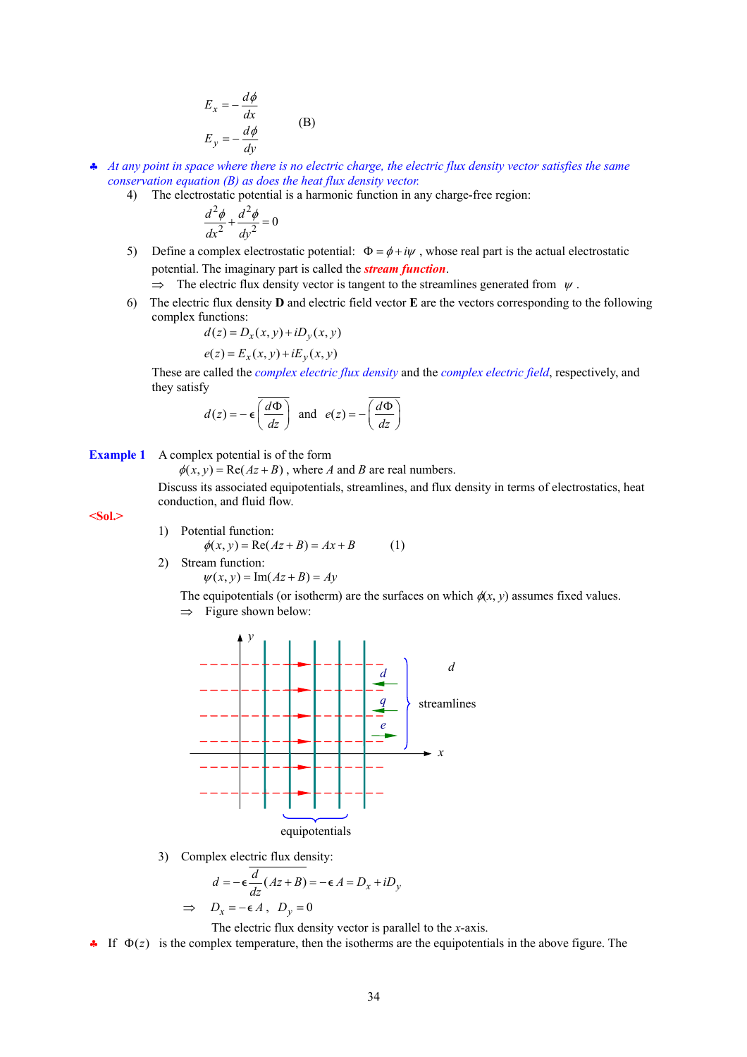$$E_x = -\frac{d\phi}{dx}$$
$$E_y = -\frac{d\phi}{dy} \qquad \text{(B)}$$

♣ *At any point in space where there is no electric charge, the electric flux density vector satisfies the same conservation equation (B) as does the heat flux density vector.*

4) The electrostatic potential is a harmonic function in any charge-free region:

$$\frac{d^2\phi}{dx^2} + \frac{d^2\phi}{dy^2} = 0$$

5) Define a complex electrostatic potential: $\Phi = \phi + i\psi$ , whose real part is the actual electrostatic potential. The imaginary part is called the ***stream function***.

⇒ The electric flux density vector is tangent to the streamlines generated from $\psi$ .

6) The electric flux density **D** and electric field vector **E** are the vectors corresponding to the following complex functions:

$$d(z) = D_x(x, y) + iD_y(x, y)$$
$$e(z) = E_x(x, y) + iE_y(x, y)$$

These are called the *complex electric flux density* and the *complex electric field*, respectively, and they satisfy

$$d(z) = -\epsilon\overline{\left(\frac{d\Phi}{dz}\right)} \quad \text{and} \quad e(z) = -\overline{\left(\frac{d\Phi}{dz}\right)}$$

**Example 1** A complex potential is of the form

$\phi(x, y) = \text{Re}(Az + B)$ , where $A$ and $B$ are real numbers.

Discuss its associated equipotentials, streamlines, and flux density in terms of electrostatics, heat conduction, and fluid flow.

**<Sol.>**

1) Potential function:

$$\phi(x, y) = \text{Re}(Az + B) = Ax + B \qquad (1)$$

2) Stream function:

$$\psi(x, y) = \text{Im}(Az + B) = Ay$$

The equipotentials (or isotherm) are the surfaces on which $\phi(x, y)$ assumes fixed values.

⇒ Figure shown below:

y, x, d, q, e, d, streamlines, equipotentials

3) Complex electric flux density:

$$d = -\epsilon\overline{\frac{d}{dz}(Az + B)} = -\epsilon A = D_x + iD_y$$

⇒ $D_x = -\epsilon A$ , $D_y = 0$

The electric flux density vector is parallel to the $x$-axis.

♣ If $\Phi(z)$ is the complex temperature, then the isotherms are the equipotentials in the above figure. The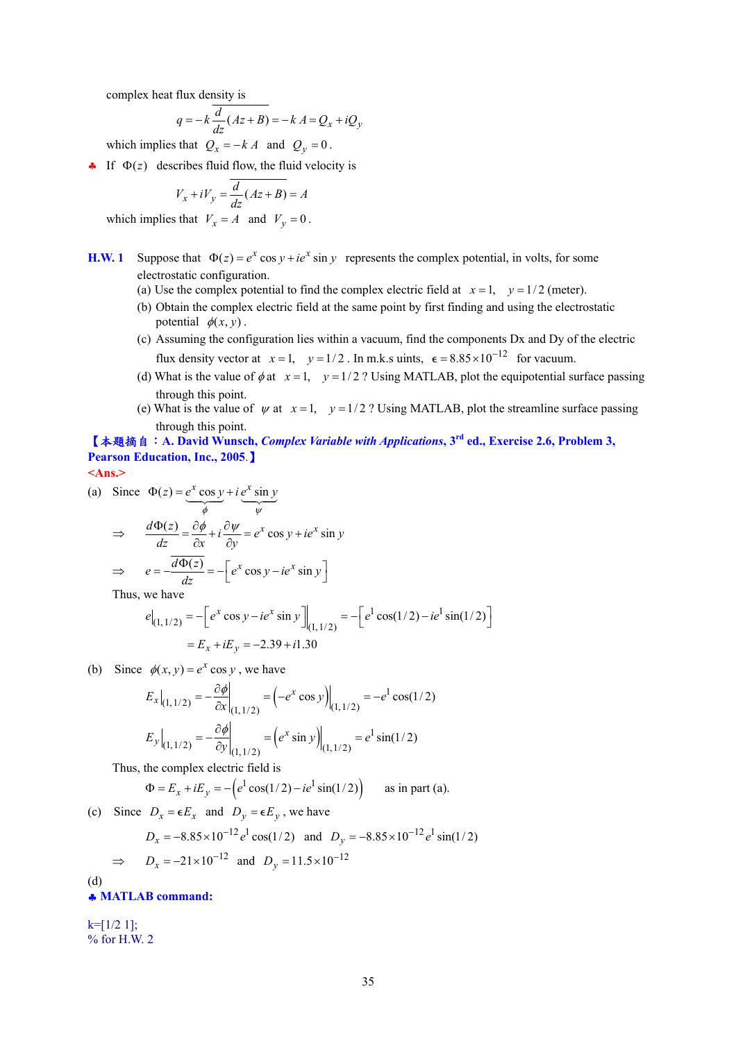complex heat flux density is

$$q = -k\overline{\frac{d}{dz}(Az+B)} = -k\,A = Q_x + iQ_y$$

which implies that $Q_x = -k\,A$ and $Q_y = 0$.

♣ If $\Phi(z)$ describes fluid flow, the fluid velocity is

$$V_x + iV_y = \overline{\frac{d}{dz}(Az+B)} = A$$

which implies that $V_x = A$ and $V_y = 0$.

**H.W. 1** Suppose that $\Phi(z) = e^x \cos y + ie^x \sin y$ represents the complex potential, in volts, for some electrostatic configuration.

(a) Use the complex potential to find the complex electric field at $x = 1$, $y = 1/2$ (meter).

(b) Obtain the complex electric field at the same point by first finding and using the electrostatic potential $\phi(x, y)$.

(c) Assuming the configuration lies within a vacuum, find the components Dx and Dy of the electric flux density vector at $x = 1$, $y = 1/2$. In m.k.s uints, $\epsilon = 8.85 \times 10^{-12}$ for vacuum.

(d) What is the value of $\phi$ at $x = 1$, $y = 1/2$ ? Using MATLAB, plot the equipotential surface passing through this point.

(e) What is the value of $\psi$ at $x = 1$, $y = 1/2$ ? Using MATLAB, plot the streamline surface passing through this point.

**【本題摘自：A. David Wunsch, *Complex Variable with Applications*, 3rd ed., Exercise 2.6, Problem 3, Pearson Education, Inc., 2005.】**

<Ans.>

(a) Since $\Phi(z) = \underbrace{e^x \cos y}_{\phi} + i\underbrace{e^x \sin y}_{\psi}$

$$\Rightarrow \quad \frac{d\Phi(z)}{dz} = \frac{\partial \phi}{\partial x} + i\frac{\partial \psi}{\partial y} = e^x \cos y + ie^x \sin y$$

$$\Rightarrow \quad e = -\overline{\frac{d\Phi(z)}{dz}} = -\left[e^x \cos y - ie^x \sin y\right]$$

Thus, we have

$$e\big|_{(1,1/2)} = -\left[e^x \cos y - ie^x \sin y\right]\Big|_{(1,1/2)} = -\left[e^1 \cos(1/2) - ie^1 \sin(1/2)\right]$$

$$= E_x + iE_y = -2.39 + i1.30$$

(b) Since $\phi(x, y) = e^x \cos y$, we have

$$E_x\big|_{(1,1/2)} = -\frac{\partial \phi}{\partial x}\bigg|_{(1,1/2)} = \left(-e^x \cos y\right)\big|_{(1,1/2)} = -e^1 \cos(1/2)$$

$$E_y\big|_{(1,1/2)} = -\frac{\partial \phi}{\partial y}\bigg|_{(1,1/2)} = \left(e^x \sin y\right)\big|_{(1,1/2)} = e^1 \sin(1/2)$$

Thus, the complex electric field is

$$\Phi = E_x + iE_y = -\left(e^1 \cos(1/2) - ie^1 \sin(1/2)\right) \quad \text{as in part (a).}$$

(c) Since $D_x = \epsilon E_x$ and $D_y = \epsilon E_y$, we have

$$D_x = -8.85 \times 10^{-12} e^1 \cos(1/2) \quad \text{and} \quad D_y = -8.85 \times 10^{-12} e^1 \sin(1/2)$$

$$\Rightarrow \quad D_x = -21 \times 10^{-12} \quad \text{and} \quad D_y = 11.5 \times 10^{-12}$$

(d)

♣ **MATLAB command:**

```
k=[1/2 1];
% for H.W. 2
```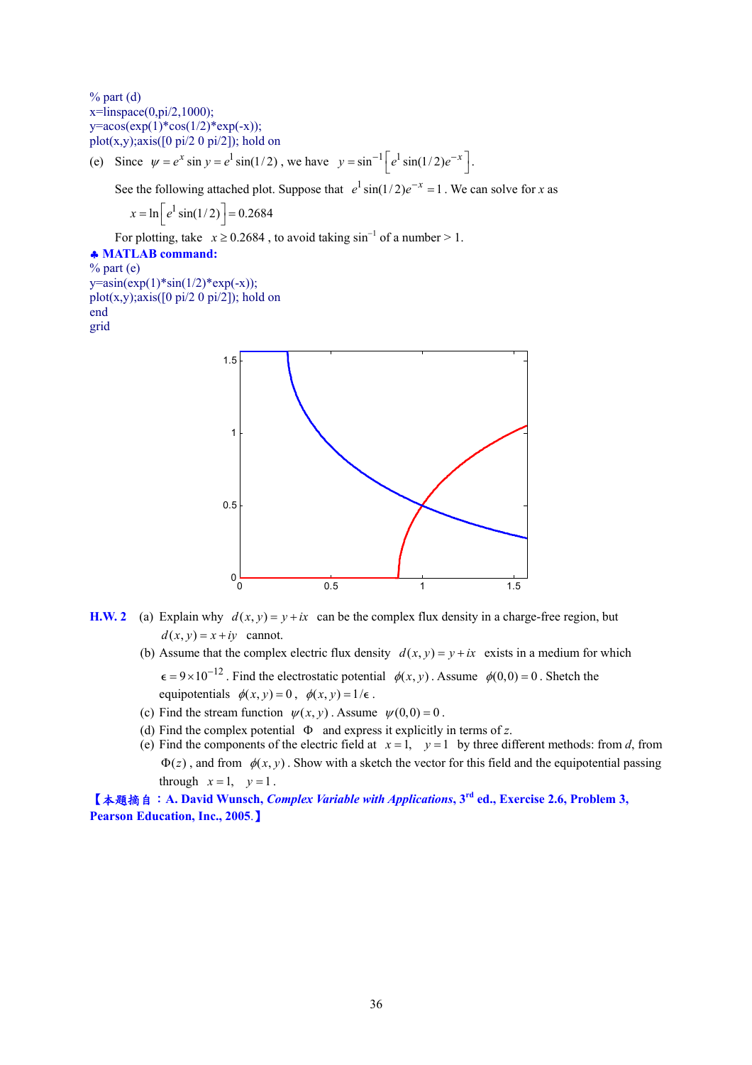```
% part (d)
x=linspace(0,pi/2,1000);
y=acos(exp(1)*cos(1/2)*exp(-x));
plot(x,y);axis([0 pi/2 0 pi/2]); hold on
```

(e) Since $\psi = e^x \sin y = e^1 \sin(1/2)$, we have $y = \sin^{-1}\left[e^1 \sin(1/2)e^{-x}\right]$.

See the following attached plot. Suppose that $e^1 \sin(1/2)e^{-x} = 1$. We can solve for $x$ as

$$x = \ln\left[e^1 \sin(1/2)\right] = 0.2684$$

For plotting, take $x \geq 0.2684$, to avoid taking $\sin^{-1}$ of a number > 1.

♣ **MATLAB command:**

```
% part (e)
y=asin(exp(1)*sin(1/2)*exp(-x));
plot(x,y);axis([0 pi/2 0 pi/2]); hold on
end
grid
```

1.5
1
0.5
0
0
0.5
1
1.5

**H.W. 2** (a) Explain why $d(x, y) = y + ix$ can be the complex flux density in a charge-free region, but $d(x, y) = x + iy$ cannot.

(b) Assume that the complex electric flux density $d(x, y) = y + ix$ exists in a medium for which $\epsilon = 9\times10^{-12}$. Find the electrostatic potential $\phi(x, y)$. Assume $\phi(0,0) = 0$. Shetch the equipotentials $\phi(x, y) = 0$, $\phi(x, y) = 1/\epsilon$.

(c) Find the stream function $\psi(x, y)$. Assume $\psi(0,0) = 0$.

(d) Find the complex potential $\Phi$ and express it explicitly in terms of $z$.

(e) Find the components of the electric field at $x = 1$, $y = 1$ by three different methods: from $d$, from $\Phi(z)$, and from $\phi(x, y)$. Show with a sketch the vector for this field and the equipotential passing through $x = 1$, $y = 1$.

**【本題摘自：A. David Wunsch, *Complex Variable with Applications*, 3rd ed., Exercise 2.6, Problem 3, Pearson Education, Inc., 2005.】**